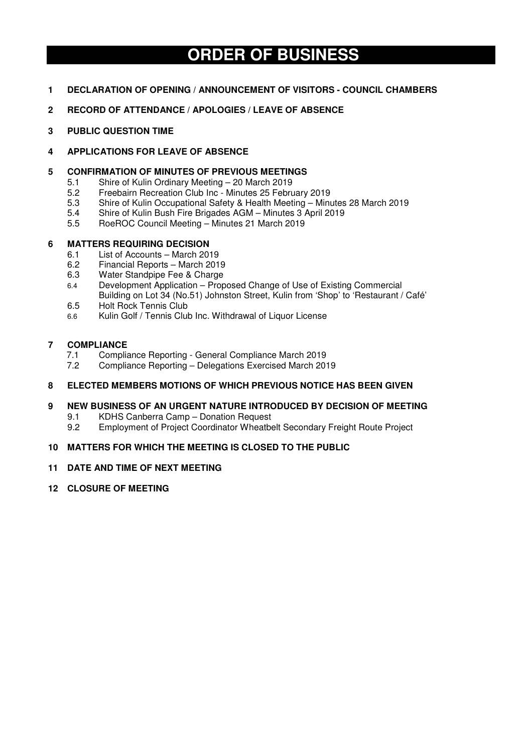# ORDER OF BUSINESS

**1 DECLARATION OF OPENING / ANNOUNCEMENT OF VISITORS - COUNCIL CHAMBERS**

**2 RECORD OF ATTENDANCE / APOLOGIES / LEAVE OF ABSENCE**

**3 PUBLIC QUESTION TIME**

**4 APPLICATIONS FOR LEAVE OF ABSENCE**

**5 CONFIRMATION OF MINUTES OF PREVIOUS MEETINGS**

- 5.1 Shire of Kulin Ordinary Meeting – 20 March 2019
- 5.2 Freebairn Recreation Club Inc - Minutes 25 February 2019
- 5.3 Shire of Kulin Occupational Safety & Health Meeting – Minutes 28 March 2019
- 5.4 Shire of Kulin Bush Fire Brigades AGM – Minutes 3 April 2019
- 5.5 RoeROC Council Meeting – Minutes 21 March 2019

**6 MATTERS REQUIRING DECISION**

- 6.1 List of Accounts – March 2019
- 6.2 Financial Reports – March 2019
- 6.3 Water Standpipe Fee & Charge
- 6.4 Development Application – Proposed Change of Use of Existing Commercial Building on Lot 34 (No.51) Johnston Street, Kulin from 'Shop' to 'Restaurant / Café'
- 6.5 Holt Rock Tennis Club
- 6.6 Kulin Golf / Tennis Club Inc. Withdrawal of Liquor License

**7 COMPLIANCE**

- 7.1 Compliance Reporting - General Compliance March 2019
- 7.2 Compliance Reporting – Delegations Exercised March 2019

**8 ELECTED MEMBERS MOTIONS OF WHICH PREVIOUS NOTICE HAS BEEN GIVEN**

**9 NEW BUSINESS OF AN URGENT NATURE INTRODUCED BY DECISION OF MEETING**

- 9.1 KDHS Canberra Camp – Donation Request
- 9.2 Employment of Project Coordinator Wheatbelt Secondary Freight Route Project

**10 MATTERS FOR WHICH THE MEETING IS CLOSED TO THE PUBLIC**

**11 DATE AND TIME OF NEXT MEETING**

**12 CLOSURE OF MEETING**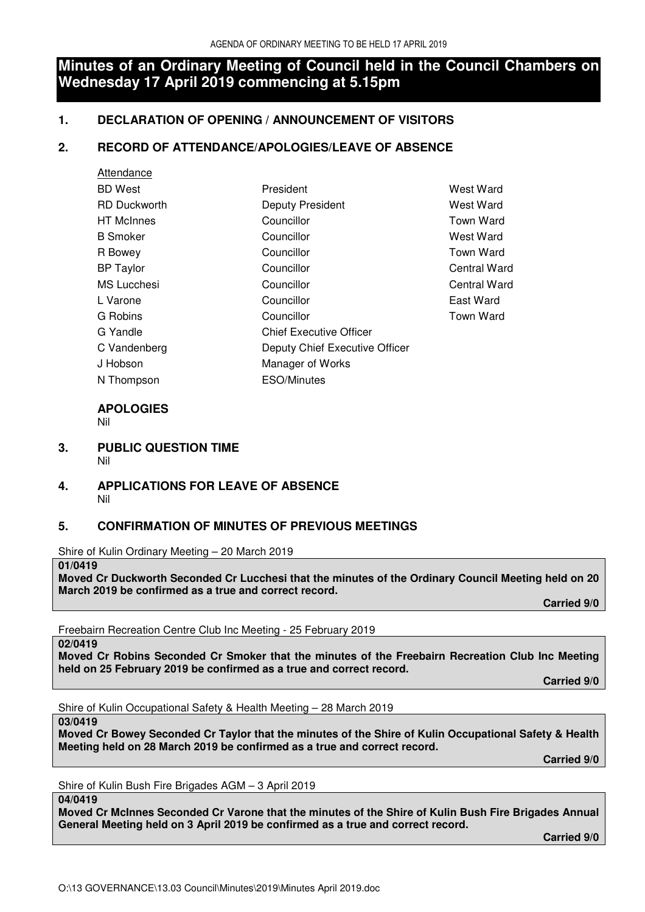# Minutes of an Ordinary Meeting of Council held in the Council Chambers on Wednesday 17 April 2019 commencing at 5.15pm

## 1. DECLARATION OF OPENING / ANNOUNCEMENT OF VISITORS

## 2. RECORD OF ATTENDANCE/APOLOGIES/LEAVE OF ABSENCE

Attendance

| | | |
|---|---|---|
| BD West | President | West Ward |
| RD Duckworth | Deputy President | West Ward |
| HT McInnes | Councillor | Town Ward |
| B Smoker | Councillor | West Ward |
| R Bowey | Councillor | Town Ward |
| BP Taylor | Councillor | Central Ward |
| MS Lucchesi | Councillor | Central Ward |
| L Varone | Councillor | East Ward |
| G Robins | Councillor | Town Ward |
| G Yandle | Chief Executive Officer | |
| C Vandenberg | Deputy Chief Executive Officer | |
| J Hobson | Manager of Works | |
| N Thompson | ESO/Minutes | |

### APOLOGIES

Nil

## 3. PUBLIC QUESTION TIME

Nil

## 4. APPLICATIONS FOR LEAVE OF ABSENCE

Nil

## 5. CONFIRMATION OF MINUTES OF PREVIOUS MEETINGS

Shire of Kulin Ordinary Meeting – 20 March 2019

**01/0419**

**Moved Cr Duckworth Seconded Cr Lucchesi that the minutes of the Ordinary Council Meeting held on 20 March 2019 be confirmed as a true and correct record.**

**Carried 9/0**

Freebairn Recreation Centre Club Inc Meeting - 25 February 2019

**02/0419**

**Moved Cr Robins Seconded Cr Smoker that the minutes of the Freebairn Recreation Club Inc Meeting held on 25 February 2019 be confirmed as a true and correct record.**

**Carried 9/0**

Shire of Kulin Occupational Safety & Health Meeting – 28 March 2019

**03/0419**

**Moved Cr Bowey Seconded Cr Taylor that the minutes of the Shire of Kulin Occupational Safety & Health Meeting held on 28 March 2019 be confirmed as a true and correct record.**

**Carried 9/0**

Shire of Kulin Bush Fire Brigades AGM – 3 April 2019

**04/0419**

**Moved Cr McInnes Seconded Cr Varone that the minutes of the Shire of Kulin Bush Fire Brigades Annual General Meeting held on 3 April 2019 be confirmed as a true and correct record.**

**Carried 9/0**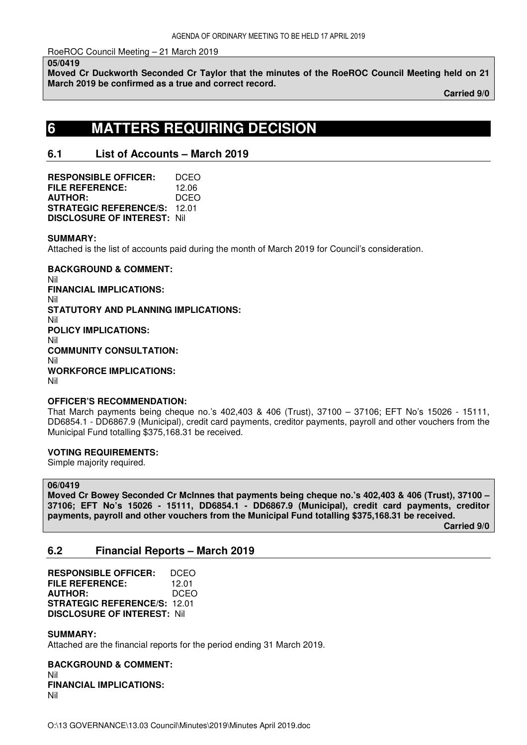RoeROC Council Meeting – 21 March 2019

**05/0419**
**Moved Cr Duckworth Seconded Cr Taylor that the minutes of the RoeROC Council Meeting held on 21 March 2019 be confirmed as a true and correct record.**
**Carried 9/0**

# 6 MATTERS REQUIRING DECISION

## 6.1 List of Accounts – March 2019

**RESPONSIBLE OFFICER:** DCEO
**FILE REFERENCE:** 12.06
**AUTHOR:** DCEO
**STRATEGIC REFERENCE/S:** 12.01
**DISCLOSURE OF INTEREST:** Nil

**SUMMARY:**
Attached is the list of accounts paid during the month of March 2019 for Council's consideration.

**BACKGROUND & COMMENT:**
Nil
**FINANCIAL IMPLICATIONS:**
Nil
**STATUTORY AND PLANNING IMPLICATIONS:**
Nil
**POLICY IMPLICATIONS:**
Nil
**COMMUNITY CONSULTATION:**
Nil
**WORKFORCE IMPLICATIONS:**
Nil

**OFFICER'S RECOMMENDATION:**
That March payments being cheque no.'s 402,403 & 406 (Trust), 37100 – 37106; EFT No's 15026 - 15111, DD6854.1 - DD6867.9 (Municipal), credit card payments, creditor payments, payroll and other vouchers from the Municipal Fund totalling $375,168.31 be received.

**VOTING REQUIREMENTS:**
Simple majority required.

**06/0419**
**Moved Cr Bowey Seconded Cr McInnes that payments being cheque no.'s 402,403 & 406 (Trust), 37100 – 37106; EFT No's 15026 - 15111, DD6854.1 - DD6867.9 (Municipal), credit card payments, creditor payments, payroll and other vouchers from the Municipal Fund totalling $375,168.31 be received.**
**Carried 9/0**

## 6.2 Financial Reports – March 2019

**RESPONSIBLE OFFICER:** DCEO
**FILE REFERENCE:** 12.01
**AUTHOR:** DCEO
**STRATEGIC REFERENCE/S:** 12.01
**DISCLOSURE OF INTEREST:** Nil

**SUMMARY:**
Attached are the financial reports for the period ending 31 March 2019.

**BACKGROUND & COMMENT:**
Nil
**FINANCIAL IMPLICATIONS:**
Nil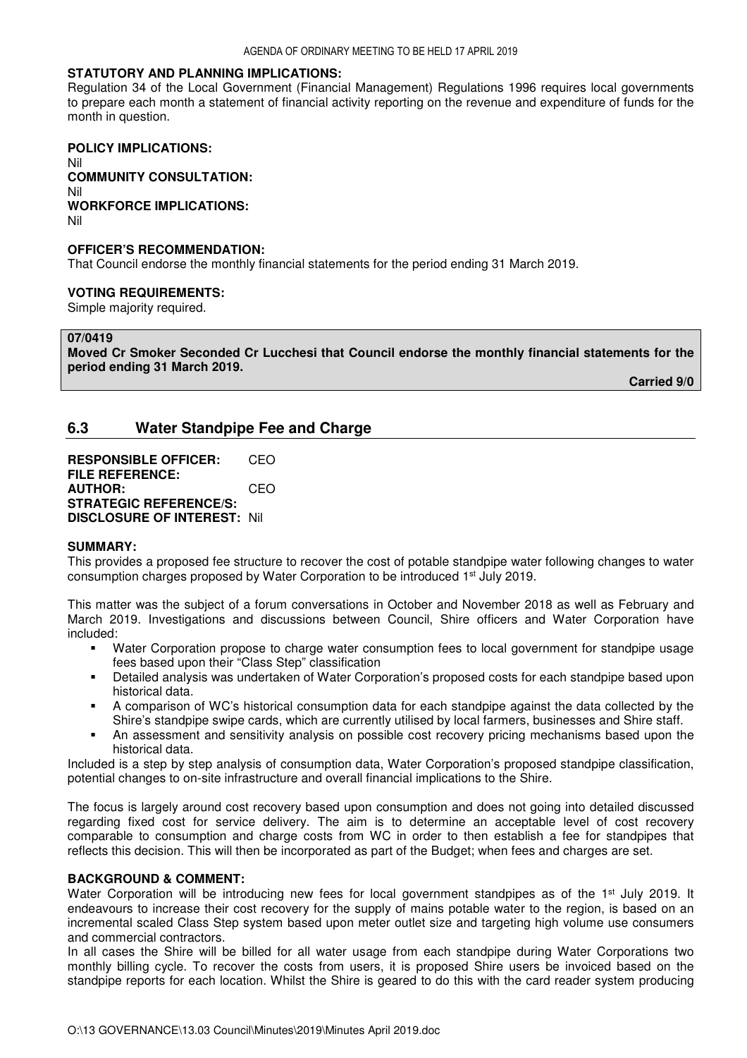**STATUTORY AND PLANNING IMPLICATIONS:**
Regulation 34 of the Local Government (Financial Management) Regulations 1996 requires local governments to prepare each month a statement of financial activity reporting on the revenue and expenditure of funds for the month in question.

**POLICY IMPLICATIONS:**
Nil
**COMMUNITY CONSULTATION:**
Nil
**WORKFORCE IMPLICATIONS:**
Nil

**OFFICER'S RECOMMENDATION:**
That Council endorse the monthly financial statements for the period ending 31 March 2019.

**VOTING REQUIREMENTS:**
Simple majority required.

**07/0419**
**Moved Cr Smoker Seconded Cr Lucchesi that Council endorse the monthly financial statements for the period ending 31 March 2019.**

**Carried 9/0**

## 6.3 Water Standpipe Fee and Charge

**RESPONSIBLE OFFICER:** CEO
**FILE REFERENCE:**
**AUTHOR:** CEO
**STRATEGIC REFERENCE/S:**
**DISCLOSURE OF INTEREST:** Nil

**SUMMARY:**
This provides a proposed fee structure to recover the cost of potable standpipe water following changes to water consumption charges proposed by Water Corporation to be introduced 1st July 2019.

This matter was the subject of a forum conversations in October and November 2018 as well as February and March 2019. Investigations and discussions between Council, Shire officers and Water Corporation have included:

- Water Corporation propose to charge water consumption fees to local government for standpipe usage fees based upon their "Class Step" classification
- Detailed analysis was undertaken of Water Corporation's proposed costs for each standpipe based upon historical data.
- A comparison of WC's historical consumption data for each standpipe against the data collected by the Shire's standpipe swipe cards, which are currently utilised by local farmers, businesses and Shire staff.
- An assessment and sensitivity analysis on possible cost recovery pricing mechanisms based upon the historical data.

Included is a step by step analysis of consumption data, Water Corporation's proposed standpipe classification, potential changes to on-site infrastructure and overall financial implications to the Shire.

The focus is largely around cost recovery based upon consumption and does not going into detailed discussed regarding fixed cost for service delivery. The aim is to determine an acceptable level of cost recovery comparable to consumption and charge costs from WC in order to then establish a fee for standpipes that reflects this decision. This will then be incorporated as part of the Budget; when fees and charges are set.

**BACKGROUND & COMMENT:**
Water Corporation will be introducing new fees for local government standpipes as of the 1st July 2019. It endeavours to increase their cost recovery for the supply of mains potable water to the region, is based on an incremental scaled Class Step system based upon meter outlet size and targeting high volume use consumers and commercial contractors.
In all cases the Shire will be billed for all water usage from each standpipe during Water Corporations two monthly billing cycle. To recover the costs from users, it is proposed Shire users be invoiced based on the standpipe reports for each location. Whilst the Shire is geared to do this with the card reader system producing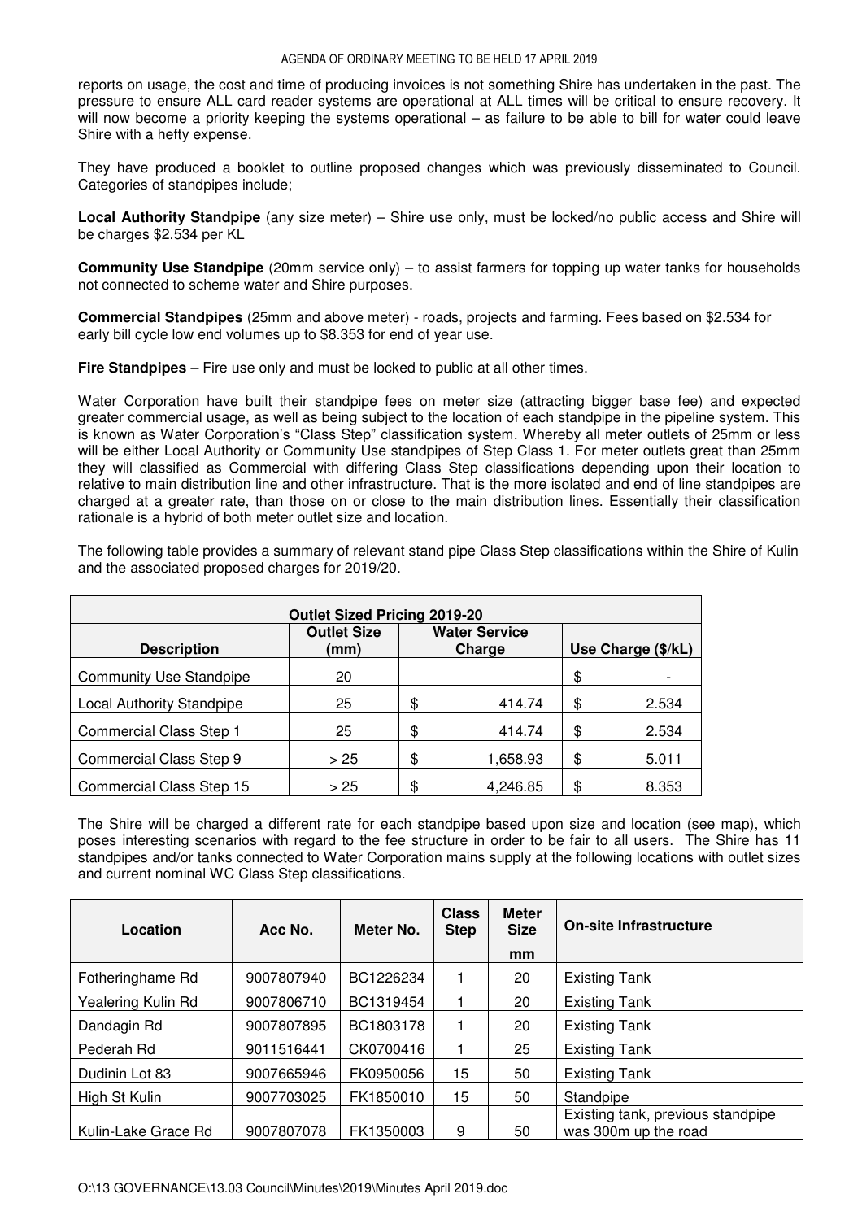reports on usage, the cost and time of producing invoices is not something Shire has undertaken in the past. The pressure to ensure ALL card reader systems are operational at ALL times will be critical to ensure recovery. It will now become a priority keeping the systems operational – as failure to be able to bill for water could leave Shire with a hefty expense.

They have produced a booklet to outline proposed changes which was previously disseminated to Council. Categories of standpipes include;

**Local Authority Standpipe** (any size meter) – Shire use only, must be locked/no public access and Shire will be charges $2.534 per KL

**Community Use Standpipe** (20mm service only) – to assist farmers for topping up water tanks for households not connected to scheme water and Shire purposes.

**Commercial Standpipes** (25mm and above meter) - roads, projects and farming. Fees based on $2.534 for early bill cycle low end volumes up to $8.353 for end of year use.

**Fire Standpipes** – Fire use only and must be locked to public at all other times.

Water Corporation have built their standpipe fees on meter size (attracting bigger base fee) and expected greater commercial usage, as well as being subject to the location of each standpipe in the pipeline system. This is known as Water Corporation's "Class Step" classification system. Whereby all meter outlets of 25mm or less will be either Local Authority or Community Use standpipes of Step Class 1. For meter outlets great than 25mm they will classified as Commercial with differing Class Step classifications depending upon their location to relative to main distribution line and other infrastructure. That is the more isolated and end of line standpipes are charged at a greater rate, than those on or close to the main distribution lines. Essentially their classification rationale is a hybrid of both meter outlet size and location.

The following table provides a summary of relevant stand pipe Class Step classifications within the Shire of Kulin and the associated proposed charges for 2019/20.

| Outlet Sized Pricing 2019-20 | | | |
|---|---|---|---|
| **Description** | **Outlet Size (mm)** | **Water Service Charge** | **Use Charge ($/kL)** |
| Community Use Standpipe | 20 | | $ - |
| Local Authority Standpipe | 25 | $ 414.74 | $ 2.534 |
| Commercial Class Step 1 | 25 | $ 414.74 | $ 2.534 |
| Commercial Class Step 9 | > 25 | $ 1,658.93 | $ 5.011 |
| Commercial Class Step 15 | > 25 | $ 4,246.85 | $ 8.353 |

The Shire will be charged a different rate for each standpipe based upon size and location (see map), which poses interesting scenarios with regard to the fee structure in order to be fair to all users. The Shire has 11 standpipes and/or tanks connected to Water Corporation mains supply at the following locations with outlet sizes and current nominal WC Class Step classifications.

| Location | Acc No. | Meter No. | Class Step | Meter Size | On-site Infrastructure |
|---|---|---|---|---|---|
| | | | | mm | |
| Fotheringhame Rd | 9007807940 | BC1226234 | 1 | 20 | Existing Tank |
| Yealering Kulin Rd | 9007806710 | BC1319454 | 1 | 20 | Existing Tank |
| Dandagin Rd | 9007807895 | BC1803178 | 1 | 20 | Existing Tank |
| Pederah Rd | 9011516441 | CK0700416 | 1 | 25 | Existing Tank |
| Dudinin Lot 83 | 9007665946 | FK0950056 | 15 | 50 | Existing Tank |
| High St Kulin | 9007703025 | FK1850010 | 15 | 50 | Standpipe |
| Kulin-Lake Grace Rd | 9007807078 | FK1350003 | 9 | 50 | Existing tank, previous standpipe was 300m up the road |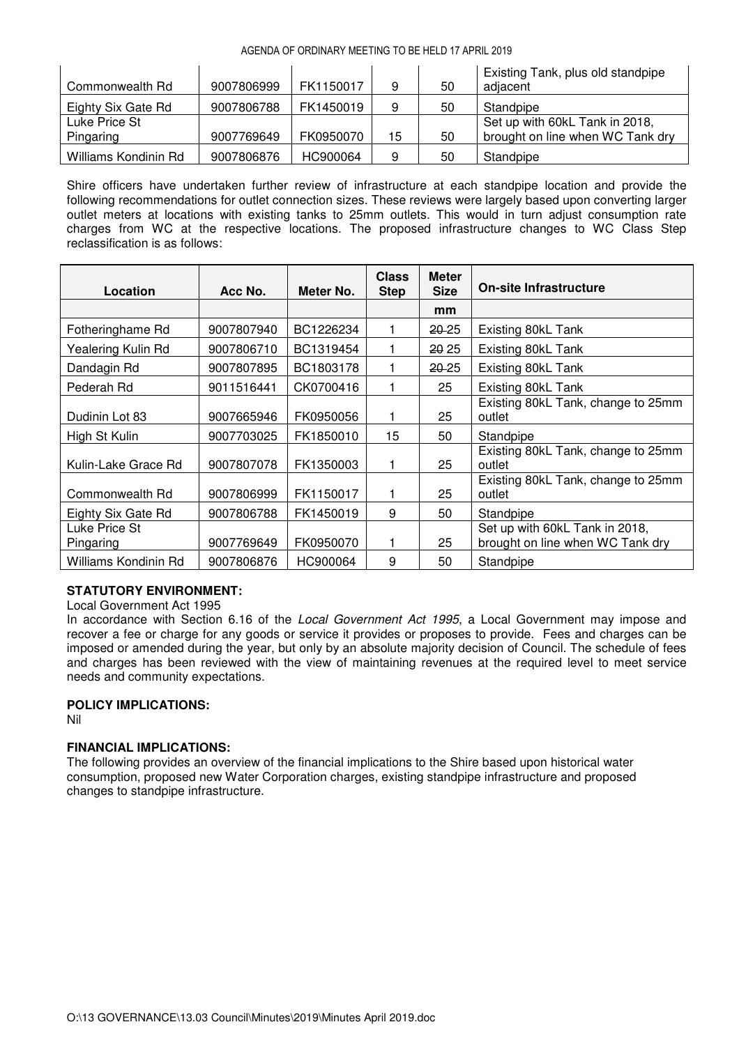| | | | | | |
|---|---|---|---|---|---|
| Commonwealth Rd | 9007806999 | FK1150017 | 9 | 50 | Existing Tank, plus old standpipe adjacent |
| Eighty Six Gate Rd | 9007806788 | FK1450019 | 9 | 50 | Standpipe |
| Luke Price St Pingaring | 9007769649 | FK0950070 | 15 | 50 | Set up with 60kL Tank in 2018, brought on line when WC Tank dry |
| Williams Kondinin Rd | 9007806876 | HC900064 | 9 | 50 | Standpipe |

Shire officers have undertaken further review of infrastructure at each standpipe location and provide the following recommendations for outlet connection sizes. These reviews were largely based upon converting larger outlet meters at locations with existing tanks to 25mm outlets. This would in turn adjust consumption rate charges from WC at the respective locations. The proposed infrastructure changes to WC Class Step reclassification is as follows:

| Location | Acc No. | Meter No. | Class Step | Meter Size | On-site Infrastructure |
|---|---|---|---|---|---|
| | | | | mm | |
| Fotheringhame Rd | 9007807940 | BC1226234 | 1 | ~~20~~ 25 | Existing 80kL Tank |
| Yealering Kulin Rd | 9007806710 | BC1319454 | 1 | ~~20~~ 25 | Existing 80kL Tank |
| Dandagin Rd | 9007807895 | BC1803178 | 1 | ~~20~~ 25 | Existing 80kL Tank |
| Pederah Rd | 9011516441 | CK0700416 | 1 | 25 | Existing 80kL Tank |
| Dudinin Lot 83 | 9007665946 | FK0950056 | 1 | 25 | Existing 80kL Tank, change to 25mm outlet |
| High St Kulin | 9007703025 | FK1850010 | 15 | 50 | Standpipe |
| Kulin-Lake Grace Rd | 9007807078 | FK1350003 | 1 | 25 | Existing 80kL Tank, change to 25mm outlet |
| Commonwealth Rd | 9007806999 | FK1150017 | 1 | 25 | Existing 80kL Tank, change to 25mm outlet |
| Eighty Six Gate Rd | 9007806788 | FK1450019 | 9 | 50 | Standpipe |
| Luke Price St Pingaring | 9007769649 | FK0950070 | 1 | 25 | Set up with 60kL Tank in 2018, brought on line when WC Tank dry |
| Williams Kondinin Rd | 9007806876 | HC900064 | 9 | 50 | Standpipe |

**STATUTORY ENVIRONMENT:**

Local Government Act 1995

In accordance with Section 6.16 of the *Local Government Act 1995*, a Local Government may impose and recover a fee or charge for any goods or service it provides or proposes to provide. Fees and charges can be imposed or amended during the year, but only by an absolute majority decision of Council. The schedule of fees and charges has been reviewed with the view of maintaining revenues at the required level to meet service needs and community expectations.

**POLICY IMPLICATIONS:**

Nil

**FINANCIAL IMPLICATIONS:**

The following provides an overview of the financial implications to the Shire based upon historical water consumption, proposed new Water Corporation charges, existing standpipe infrastructure and proposed changes to standpipe infrastructure.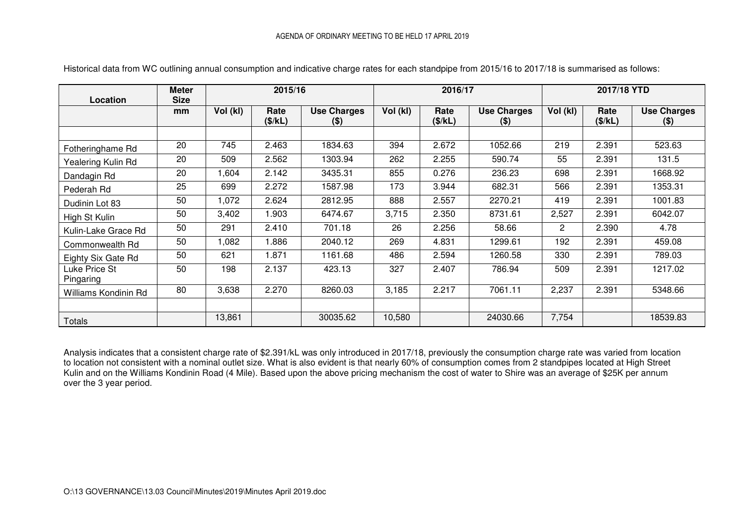Historical data from WC outlining annual consumption and indicative charge rates for each standpipe from 2015/16 to 2017/18 is summarised as follows:

| Location | Meter Size | 2015/16 | | | 2016/17 | | | 2017/18 YTD | | |
|---|---|---|---|---|---|---|---|---|---|---|
| | mm | Vol (kl) | Rate ($/kL) | Use Charges ($) | Vol (kl) | Rate ($/kL) | Use Charges ($) | Vol (kl) | Rate ($/kL) | Use Charges ($) |
| | | | | | | | | | | |
| Fotheringhame Rd | 20 | 745 | 2.463 | 1834.63 | 394 | 2.672 | 1052.66 | 219 | 2.391 | 523.63 |
| Yealering Kulin Rd | 20 | 509 | 2.562 | 1303.94 | 262 | 2.255 | 590.74 | 55 | 2.391 | 131.5 |
| Dandagin Rd | 20 | 1,604 | 2.142 | 3435.31 | 855 | 0.276 | 236.23 | 698 | 2.391 | 1668.92 |
| Pederah Rd | 25 | 699 | 2.272 | 1587.98 | 173 | 3.944 | 682.31 | 566 | 2.391 | 1353.31 |
| Dudinin Lot 83 | 50 | 1,072 | 2.624 | 2812.95 | 888 | 2.557 | 2270.21 | 419 | 2.391 | 1001.83 |
| High St Kulin | 50 | 3,402 | 1.903 | 6474.67 | 3,715 | 2.350 | 8731.61 | 2,527 | 2.391 | 6042.07 |
| Kulin-Lake Grace Rd | 50 | 291 | 2.410 | 701.18 | 26 | 2.256 | 58.66 | 2 | 2.390 | 4.78 |
| Commonwealth Rd | 50 | 1,082 | 1.886 | 2040.12 | 269 | 4.831 | 1299.61 | 192 | 2.391 | 459.08 |
| Eighty Six Gate Rd | 50 | 621 | 1.871 | 1161.68 | 486 | 2.594 | 1260.58 | 330 | 2.391 | 789.03 |
| Luke Price St Pingaring | 50 | 198 | 2.137 | 423.13 | 327 | 2.407 | 786.94 | 509 | 2.391 | 1217.02 |
| Williams Kondinin Rd | 80 | 3,638 | 2.270 | 8260.03 | 3,185 | 2.217 | 7061.11 | 2,237 | 2.391 | 5348.66 |
| | | | | | | | | | | |
| Totals | | 13,861 | | 30035.62 | 10,580 | | 24030.66 | 7,754 | | 18539.83 |

Analysis indicates that a consistent charge rate of $2.391/kL was only introduced in 2017/18, previously the consumption charge rate was varied from location to location not consistent with a nominal outlet size. What is also evident is that nearly 60% of consumption comes from 2 standpipes located at High Street Kulin and on the Williams Kondinin Road (4 Mile). Based upon the above pricing mechanism the cost of water to Shire was an average of $25K per annum over the 3 year period.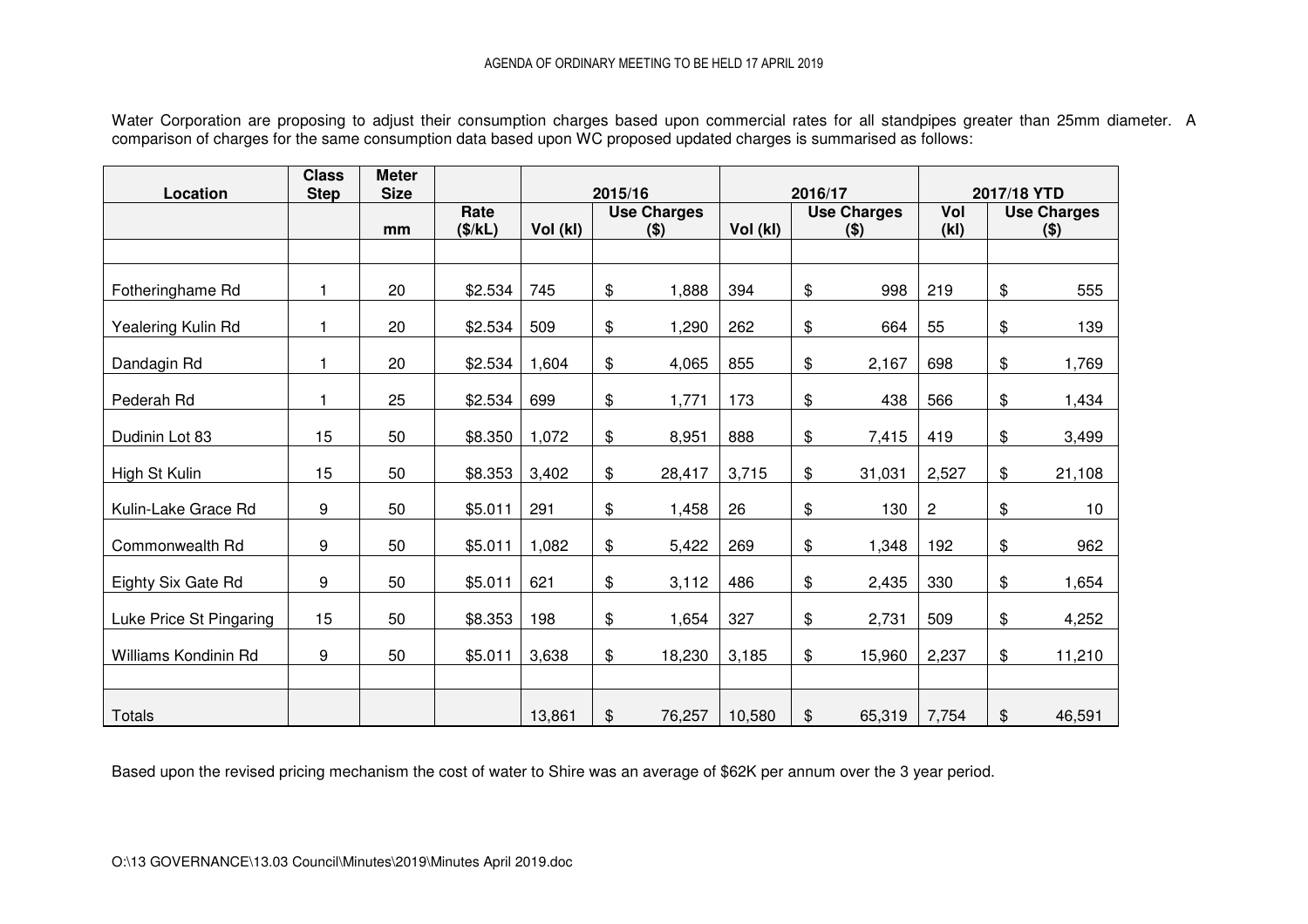Water Corporation are proposing to adjust their consumption charges based upon commercial rates for all standpipes greater than 25mm diameter. A comparison of charges for the same consumption data based upon WC proposed updated charges is summarised as follows:

| Location | Class Step | Meter Size | | 2015/16 | | 2016/17 | | 2017/18 YTD | |
|---|---|---|---|---|---|---|---|---|---|
| | | mm | Rate ($/kL) | Vol (kl) | Use Charges ($) | Vol (kl) | Use Charges ($) | Vol (kl) | Use Charges ($) |
| | | | | | | | | | |
| Fotheringhame Rd | 1 | 20 | $2.534 | 745 | $ 1,888 | 394 | $ 998 | 219 | $ 555 |
| Yealering Kulin Rd | 1 | 20 | $2.534 | 509 | $ 1,290 | 262 | $ 664 | 55 | $ 139 |
| Dandagin Rd | 1 | 20 | $2.534 | 1,604 | $ 4,065 | 855 | $ 2,167 | 698 | $ 1,769 |
| Pederah Rd | 1 | 25 | $2.534 | 699 | $ 1,771 | 173 | $ 438 | 566 | $ 1,434 |
| Dudinin Lot 83 | 15 | 50 | $8.350 | 1,072 | $ 8,951 | 888 | $ 7,415 | 419 | $ 3,499 |
| High St Kulin | 15 | 50 | $8.353 | 3,402 | $ 28,417 | 3,715 | $ 31,031 | 2,527 | $ 21,108 |
| Kulin-Lake Grace Rd | 9 | 50 | $5.011 | 291 | $ 1,458 | 26 | $ 130 | 2 | $ 10 |
| Commonwealth Rd | 9 | 50 | $5.011 | 1,082 | $ 5,422 | 269 | $ 1,348 | 192 | $ 962 |
| Eighty Six Gate Rd | 9 | 50 | $5.011 | 621 | $ 3,112 | 486 | $ 2,435 | 330 | $ 1,654 |
| Luke Price St Pingaring | 15 | 50 | $8.353 | 198 | $ 1,654 | 327 | $ 2,731 | 509 | $ 4,252 |
| Williams Kondinin Rd | 9 | 50 | $5.011 | 3,638 | $ 18,230 | 3,185 | $ 15,960 | 2,237 | $ 11,210 |
| | | | | | | | | | |
| Totals | | | | 13,861 | $ 76,257 | 10,580 | $ 65,319 | 7,754 | $ 46,591 |

Based upon the revised pricing mechanism the cost of water to Shire was an average of $62K per annum over the 3 year period.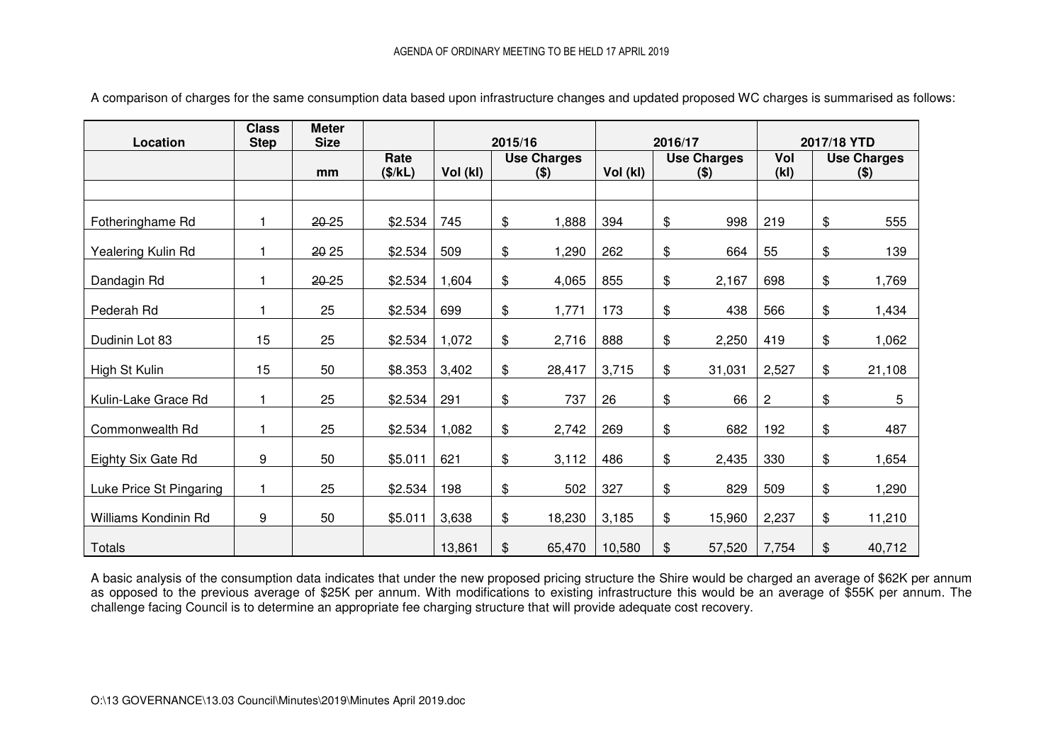A comparison of charges for the same consumption data based upon infrastructure changes and updated proposed WC charges is summarised as follows:

| Location | Class Step | Meter Size | | 2015/16 | | 2016/17 | | 2017/18 YTD | |
|---|---|---|---|---|---|---|---|---|---|
| | | mm | Rate ($/kL) | Vol (kl) | Use Charges ($) | Vol (kl) | Use Charges ($) | Vol (kl) | Use Charges ($) |
| | | | | | | | | | |
| Fotheringhame Rd | 1 | ~~20~~ 25 | $2.534 | 745 | $ 1,888 | 394 | $ 998 | 219 | $ 555 |
| Yealering Kulin Rd | 1 | ~~20~~ 25 | $2.534 | 509 | $ 1,290 | 262 | $ 664 | 55 | $ 139 |
| Dandagin Rd | 1 | ~~20~~ 25 | $2.534 | 1,604 | $ 4,065 | 855 | $ 2,167 | 698 | $ 1,769 |
| Pederah Rd | 1 | 25 | $2.534 | 699 | $ 1,771 | 173 | $ 438 | 566 | $ 1,434 |
| Dudinin Lot 83 | 15 | 25 | $2.534 | 1,072 | $ 2,716 | 888 | $ 2,250 | 419 | $ 1,062 |
| High St Kulin | 15 | 50 | $8.353 | 3,402 | $ 28,417 | 3,715 | $ 31,031 | 2,527 | $ 21,108 |
| Kulin-Lake Grace Rd | 1 | 25 | $2.534 | 291 | $ 737 | 26 | $ 66 | 2 | $ 5 |
| Commonwealth Rd | 1 | 25 | $2.534 | 1,082 | $ 2,742 | 269 | $ 682 | 192 | $ 487 |
| Eighty Six Gate Rd | 9 | 50 | $5.011 | 621 | $ 3,112 | 486 | $ 2,435 | 330 | $ 1,654 |
| Luke Price St Pingaring | 1 | 25 | $2.534 | 198 | $ 502 | 327 | $ 829 | 509 | $ 1,290 |
| Williams Kondinin Rd | 9 | 50 | $5.011 | 3,638 | $ 18,230 | 3,185 | $ 15,960 | 2,237 | $ 11,210 |
| Totals | | | | 13,861 | $ 65,470 | 10,580 | $ 57,520 | 7,754 | $ 40,712 |

A basic analysis of the consumption data indicates that under the new proposed pricing structure the Shire would be charged an average of $62K per annum as opposed to the previous average of $25K per annum. With modifications to existing infrastructure this would be an average of $55K per annum. The challenge facing Council is to determine an appropriate fee charging structure that will provide adequate cost recovery.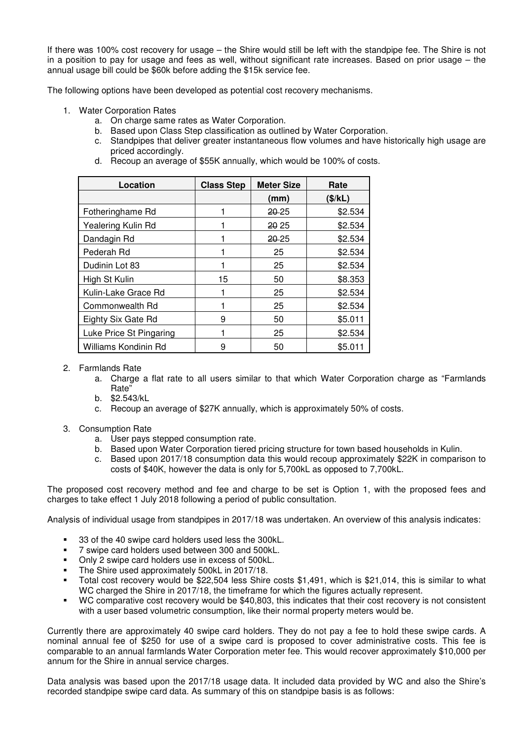If there was 100% cost recovery for usage – the Shire would still be left with the standpipe fee. The Shire is not in a position to pay for usage and fees as well, without significant rate increases. Based on prior usage – the annual usage bill could be $60k before adding the $15k service fee.

The following options have been developed as potential cost recovery mechanisms.

1. Water Corporation Rates
   a. On charge same rates as Water Corporation.
   b. Based upon Class Step classification as outlined by Water Corporation.
   c. Standpipes that deliver greater instantaneous flow volumes and have historically high usage are priced accordingly.
   d. Recoup an average of $55K annually, which would be 100% of costs.

| Location | Class Step | Meter Size | Rate |
|---|---|---|---|
| | | (mm) | ($/kL) |
| Fotheringhame Rd | 1 | ~~20~~ 25 | $2.534 |
| Yealering Kulin Rd | 1 | ~~20~~ 25 | $2.534 |
| Dandagin Rd | 1 | ~~20~~ 25 | $2.534 |
| Pederah Rd | 1 | 25 | $2.534 |
| Dudinin Lot 83 | 1 | 25 | $2.534 |
| High St Kulin | 15 | 50 | $8.353 |
| Kulin-Lake Grace Rd | 1 | 25 | $2.534 |
| Commonwealth Rd | 1 | 25 | $2.534 |
| Eighty Six Gate Rd | 9 | 50 | $5.011 |
| Luke Price St Pingaring | 1 | 25 | $2.534 |
| Williams Kondinin Rd | 9 | 50 | $5.011 |

2. Farmlands Rate
   a. Charge a flat rate to all users similar to that which Water Corporation charge as "Farmlands Rate"
   b. $2.543/kL
   c. Recoup an average of $27K annually, which is approximately 50% of costs.

3. Consumption Rate
   a. User pays stepped consumption rate.
   b. Based upon Water Corporation tiered pricing structure for town based households in Kulin.
   c. Based upon 2017/18 consumption data this would recoup approximately $22K in comparison to costs of $40K, however the data is only for 5,700kL as opposed to 7,700kL.

The proposed cost recovery method and fee and charge to be set is Option 1, with the proposed fees and charges to take effect 1 July 2018 following a period of public consultation.

Analysis of individual usage from standpipes in 2017/18 was undertaken. An overview of this analysis indicates:

- 33 of the 40 swipe card holders used less the 300kL.
- 7 swipe card holders used between 300 and 500kL.
- Only 2 swipe card holders use in excess of 500kL.
- The Shire used approximately 500kL in 2017/18.
- Total cost recovery would be $22,504 less Shire costs $1,491, which is $21,014, this is similar to what WC charged the Shire in 2017/18, the timeframe for which the figures actually represent.
- WC comparative cost recovery would be $40,803, this indicates that their cost recovery is not consistent with a user based volumetric consumption, like their normal property meters would be.

Currently there are approximately 40 swipe card holders. They do not pay a fee to hold these swipe cards. A nominal annual fee of $250 for use of a swipe card is proposed to cover administrative costs. This fee is comparable to an annual farmlands Water Corporation meter fee. This would recover approximately $10,000 per annum for the Shire in annual service charges.

Data analysis was based upon the 2017/18 usage data. It included data provided by WC and also the Shire's recorded standpipe swipe card data. As summary of this on standpipe basis is as follows: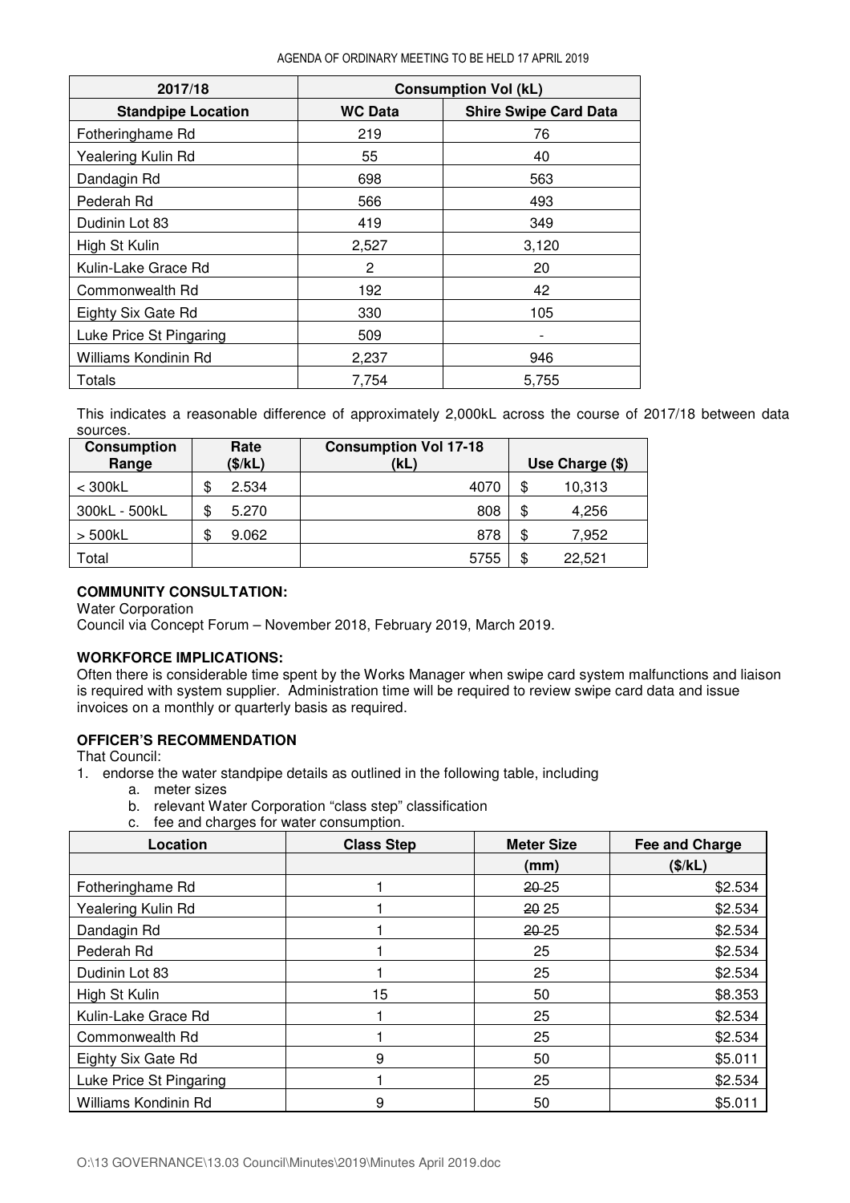| 2017/18 | Consumption Vol (kL) | |
|---|---|---|
| Standpipe Location | WC Data | Shire Swipe Card Data |
| Fotheringhame Rd | 219 | 76 |
| Yealering Kulin Rd | 55 | 40 |
| Dandagin Rd | 698 | 563 |
| Pederah Rd | 566 | 493 |
| Dudinin Lot 83 | 419 | 349 |
| High St Kulin | 2,527 | 3,120 |
| Kulin-Lake Grace Rd | 2 | 20 |
| Commonwealth Rd | 192 | 42 |
| Eighty Six Gate Rd | 330 | 105 |
| Luke Price St Pingaring | 509 | - |
| Williams Kondinin Rd | 2,237 | 946 |
| Totals | 7,754 | 5,755 |

This indicates a reasonable difference of approximately 2,000kL across the course of 2017/18 between data sources.

| Consumption Range | Rate ($/kL) | Consumption Vol 17-18 (kL) | Use Charge ($) |
|---|---|---|---|
| < 300kL | $ 2.534 | 4070 | $ 10,313 |
| 300kL - 500kL | $ 5.270 | 808 | $ 4,256 |
| > 500kL | $ 9.062 | 878 | $ 7,952 |
| Total | | 5755 | $ 22,521 |

**COMMUNITY CONSULTATION:**
Water Corporation
Council via Concept Forum – November 2018, February 2019, March 2019.

**WORKFORCE IMPLICATIONS:**
Often there is considerable time spent by the Works Manager when swipe card system malfunctions and liaison is required with system supplier. Administration time will be required to review swipe card data and issue invoices on a monthly or quarterly basis as required.

**OFFICER'S RECOMMENDATION**
That Council:

1. endorse the water standpipe details as outlined in the following table, including
   a. meter sizes
   b. relevant Water Corporation "class step" classification
   c. fee and charges for water consumption.

| Location | Class Step | Meter Size | Fee and Charge |
|---|---|---|---|
| | | (mm) | ($/kL) |
| Fotheringhame Rd | 1 | ~~20~~ 25 | $2.534 |
| Yealering Kulin Rd | 1 | ~~20~~ 25 | $2.534 |
| Dandagin Rd | 1 | ~~20~~ 25 | $2.534 |
| Pederah Rd | 1 | 25 | $2.534 |
| Dudinin Lot 83 | 1 | 25 | $2.534 |
| High St Kulin | 15 | 50 | $8.353 |
| Kulin-Lake Grace Rd | 1 | 25 | $2.534 |
| Commonwealth Rd | 1 | 25 | $2.534 |
| Eighty Six Gate Rd | 9 | 50 | $5.011 |
| Luke Price St Pingaring | 1 | 25 | $2.534 |
| Williams Kondinin Rd | 9 | 50 | $5.011 |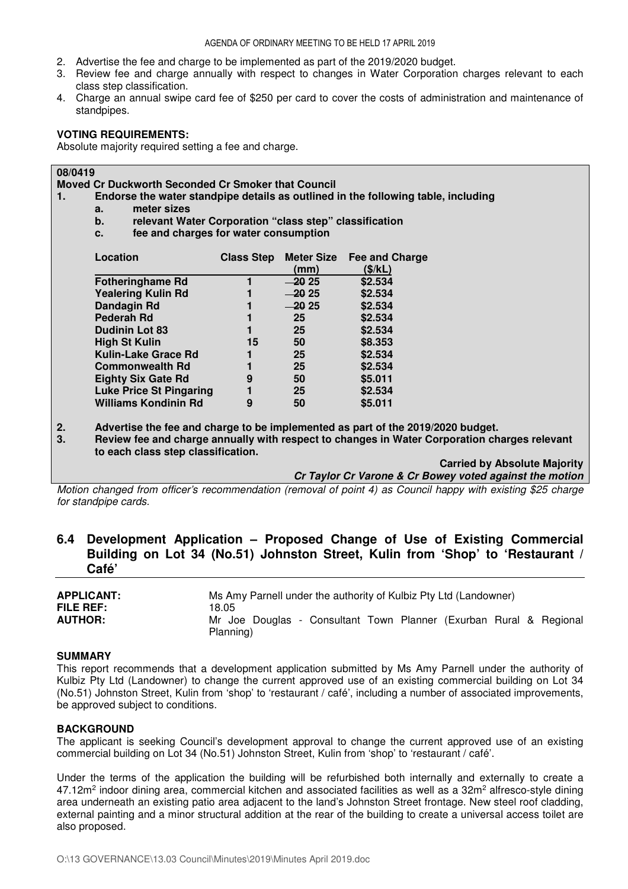2. Advertise the fee and charge to be implemented as part of the 2019/2020 budget.
3. Review fee and charge annually with respect to changes in Water Corporation charges relevant to each class step classification.
4. Charge an annual swipe card fee of $250 per card to cover the costs of administration and maintenance of standpipes.

**VOTING REQUIREMENTS:**
Absolute majority required setting a fee and charge.

**08/0419**
**Moved Cr Duckworth Seconded Cr Smoker that Council**

**1. Endorse the water standpipe details as outlined in the following table, including**
   **a. meter sizes**
   **b. relevant Water Corporation "class step" classification**
   **c. fee and charges for water consumption**

| Location | Class Step | Meter Size (mm) | Fee and Charge ($/kL) |
|---|---|---|---|
| **Fotheringhame Rd** | **1** | ~~**20**~~ **25** | **$2.534** |
| **Yealering Kulin Rd** | **1** | ~~**20**~~ **25** | **$2.534** |
| **Dandagin Rd** | **1** | ~~**20**~~ **25** | **$2.534** |
| **Pederah Rd** | **1** | **25** | **$2.534** |
| **Dudinin Lot 83** | **1** | **25** | **$2.534** |
| **High St Kulin** | **15** | **50** | **$8.353** |
| **Kulin-Lake Grace Rd** | **1** | **25** | **$2.534** |
| **Commonwealth Rd** | **1** | **25** | **$2.534** |
| **Eighty Six Gate Rd** | **9** | **50** | **$5.011** |
| **Luke Price St Pingaring** | **1** | **25** | **$2.534** |
| **Williams Kondinin Rd** | **9** | **50** | **$5.011** |

**2. Advertise the fee and charge to be implemented as part of the 2019/2020 budget.**
**3. Review fee and charge annually with respect to changes in Water Corporation charges relevant to each class step classification.**

**Carried by Absolute Majority**
***Cr Taylor Cr Varone & Cr Bowey voted against the motion***

*Motion changed from officer's recommendation (removal of point 4) as Council happy with existing $25 charge for standpipe cards.*

## 6.4 Development Application – Proposed Change of Use of Existing Commercial Building on Lot 34 (No.51) Johnston Street, Kulin from 'Shop' to 'Restaurant / Café'

**APPLICANT:** Ms Amy Parnell under the authority of Kulbiz Pty Ltd (Landowner)
**FILE REF:** 18.05
**AUTHOR:** Mr Joe Douglas - Consultant Town Planner (Exurban Rural & Regional Planning)

**SUMMARY**
This report recommends that a development application submitted by Ms Amy Parnell under the authority of Kulbiz Pty Ltd (Landowner) to change the current approved use of an existing commercial building on Lot 34 (No.51) Johnston Street, Kulin from 'shop' to 'restaurant / café', including a number of associated improvements, be approved subject to conditions.

**BACKGROUND**
The applicant is seeking Council's development approval to change the current approved use of an existing commercial building on Lot 34 (No.51) Johnston Street, Kulin from 'shop' to 'restaurant / café'.

Under the terms of the application the building will be refurbished both internally and externally to create a 47.12m² indoor dining area, commercial kitchen and associated facilities as well as a 32m² alfresco-style dining area underneath an existing patio area adjacent to the land's Johnston Street frontage. New steel roof cladding, external painting and a minor structural addition at the rear of the building to create a universal access toilet are also proposed.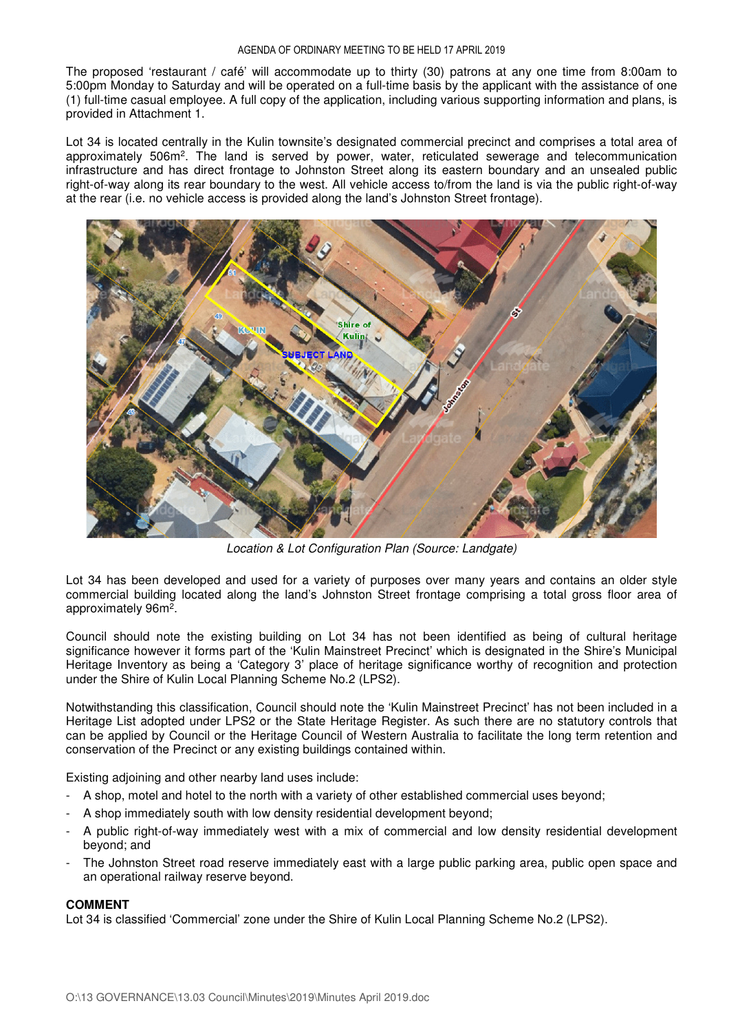The proposed 'restaurant / café' will accommodate up to thirty (30) patrons at any one time from 8:00am to 5:00pm Monday to Saturday and will be operated on a full-time basis by the applicant with the assistance of one (1) full-time casual employee. A full copy of the application, including various supporting information and plans, is provided in Attachment 1.

Lot 34 is located centrally in the Kulin townsite's designated commercial precinct and comprises a total area of approximately 506m². The land is served by power, water, reticulated sewerage and telecommunication infrastructure and has direct frontage to Johnston Street along its eastern boundary and an unsealed public right-of-way along its rear boundary to the west. All vehicle access to/from the land is via the public right-of-way at the rear (i.e. no vehicle access is provided along the land's Johnston Street frontage).

*Location & Lot Configuration Plan (Source: Landgate)*

Lot 34 has been developed and used for a variety of purposes over many years and contains an older style commercial building located along the land's Johnston Street frontage comprising a total gross floor area of approximately 96m².

Council should note the existing building on Lot 34 has not been identified as being of cultural heritage significance however it forms part of the 'Kulin Mainstreet Precinct' which is designated in the Shire's Municipal Heritage Inventory as being a 'Category 3' place of heritage significance worthy of recognition and protection under the Shire of Kulin Local Planning Scheme No.2 (LPS2).

Notwithstanding this classification, Council should note the 'Kulin Mainstreet Precinct' has not been included in a Heritage List adopted under LPS2 or the State Heritage Register. As such there are no statutory controls that can be applied by Council or the Heritage Council of Western Australia to facilitate the long term retention and conservation of the Precinct or any existing buildings contained within.

Existing adjoining and other nearby land uses include:

- A shop, motel and hotel to the north with a variety of other established commercial uses beyond;
- A shop immediately south with low density residential development beyond;
- A public right-of-way immediately west with a mix of commercial and low density residential development beyond; and
- The Johnston Street road reserve immediately east with a large public parking area, public open space and an operational railway reserve beyond.

**COMMENT**

Lot 34 is classified 'Commercial' zone under the Shire of Kulin Local Planning Scheme No.2 (LPS2).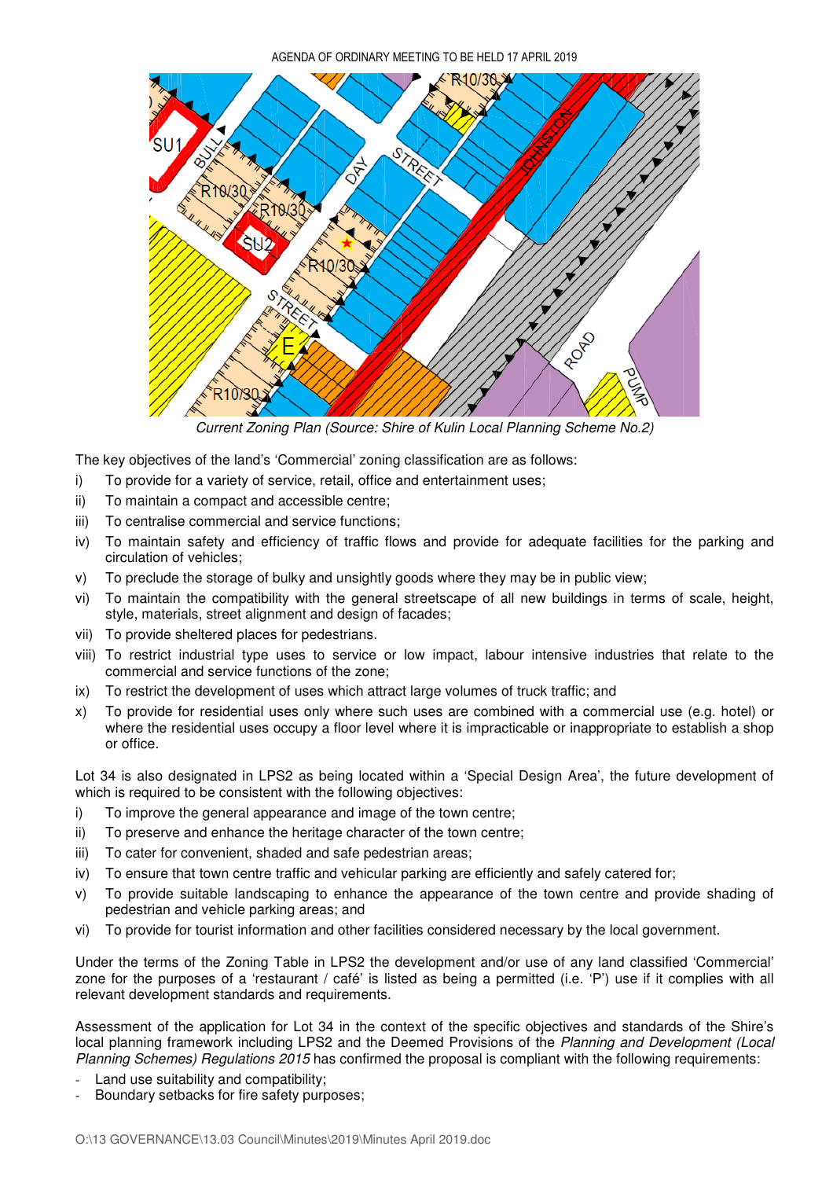*Current Zoning Plan (Source: Shire of Kulin Local Planning Scheme No.2)*

The key objectives of the land's 'Commercial' zoning classification are as follows:

i) To provide for a variety of service, retail, office and entertainment uses;
ii) To maintain a compact and accessible centre;
iii) To centralise commercial and service functions;
iv) To maintain safety and efficiency of traffic flows and provide for adequate facilities for the parking and circulation of vehicles;
v) To preclude the storage of bulky and unsightly goods where they may be in public view;
vi) To maintain the compatibility with the general streetscape of all new buildings in terms of scale, height, style, materials, street alignment and design of facades;
vii) To provide sheltered places for pedestrians.
viii) To restrict industrial type uses to service or low impact, labour intensive industries that relate to the commercial and service functions of the zone;
ix) To restrict the development of uses which attract large volumes of truck traffic; and
x) To provide for residential uses only where such uses are combined with a commercial use (e.g. hotel) or where the residential uses occupy a floor level where it is impracticable or inappropriate to establish a shop or office.

Lot 34 is also designated in LPS2 as being located within a 'Special Design Area', the future development of which is required to be consistent with the following objectives:

i) To improve the general appearance and image of the town centre;
ii) To preserve and enhance the heritage character of the town centre;
iii) To cater for convenient, shaded and safe pedestrian areas;
iv) To ensure that town centre traffic and vehicular parking are efficiently and safely catered for;
v) To provide suitable landscaping to enhance the appearance of the town centre and provide shading of pedestrian and vehicle parking areas; and
vi) To provide for tourist information and other facilities considered necessary by the local government.

Under the terms of the Zoning Table in LPS2 the development and/or use of any land classified 'Commercial' zone for the purposes of a 'restaurant / café' is listed as being a permitted (i.e. 'P') use if it complies with all relevant development standards and requirements.

Assessment of the application for Lot 34 in the context of the specific objectives and standards of the Shire's local planning framework including LPS2 and the Deemed Provisions of the *Planning and Development (Local Planning Schemes) Regulations 2015* has confirmed the proposal is compliant with the following requirements:

- Land use suitability and compatibility;
- Boundary setbacks for fire safety purposes;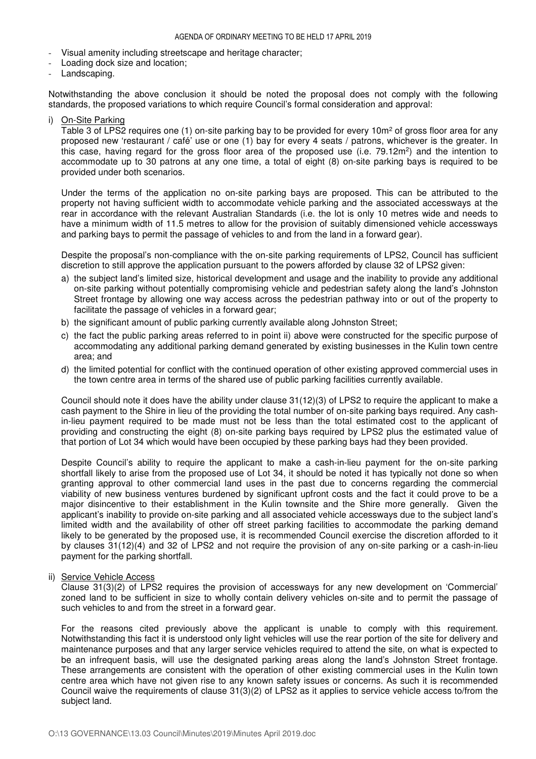- Visual amenity including streetscape and heritage character;
- Loading dock size and location;
- Landscaping.

Notwithstanding the above conclusion it should be noted the proposal does not comply with the following standards, the proposed variations to which require Council's formal consideration and approval:

i) <u>On-Site Parking</u>

Table 3 of LPS2 requires one (1) on-site parking bay to be provided for every 10m$^2$ of gross floor area for any proposed new 'restaurant / café' use or one (1) bay for every 4 seats / patrons, whichever is the greater. In this case, having regard for the gross floor area of the proposed use (i.e. 79.12m$^2$) and the intention to accommodate up to 30 patrons at any one time, a total of eight (8) on-site parking bays is required to be provided under both scenarios.

Under the terms of the application no on-site parking bays are proposed. This can be attributed to the property not having sufficient width to accommodate vehicle parking and the associated accessways at the rear in accordance with the relevant Australian Standards (i.e. the lot is only 10 metres wide and needs to have a minimum width of 11.5 metres to allow for the provision of suitably dimensioned vehicle accessways and parking bays to permit the passage of vehicles to and from the land in a forward gear).

Despite the proposal's non-compliance with the on-site parking requirements of LPS2, Council has sufficient discretion to still approve the application pursuant to the powers afforded by clause 32 of LPS2 given:

a) the subject land's limited size, historical development and usage and the inability to provide any additional on-site parking without potentially compromising vehicle and pedestrian safety along the land's Johnston Street frontage by allowing one way access across the pedestrian pathway into or out of the property to facilitate the passage of vehicles in a forward gear;
b) the significant amount of public parking currently available along Johnston Street;
c) the fact the public parking areas referred to in point ii) above were constructed for the specific purpose of accommodating any additional parking demand generated by existing businesses in the Kulin town centre area; and
d) the limited potential for conflict with the continued operation of other existing approved commercial uses in the town centre area in terms of the shared use of public parking facilities currently available.

Council should note it does have the ability under clause 31(12)(3) of LPS2 to require the applicant to make a cash payment to the Shire in lieu of the providing the total number of on-site parking bays required. Any cash-in-lieu payment required to be made must not be less than the total estimated cost to the applicant of providing and constructing the eight (8) on-site parking bays required by LPS2 plus the estimated value of that portion of Lot 34 which would have been occupied by these parking bays had they been provided.

Despite Council's ability to require the applicant to make a cash-in-lieu payment for the on-site parking shortfall likely to arise from the proposed use of Lot 34, it should be noted it has typically not done so when granting approval to other commercial land uses in the past due to concerns regarding the commercial viability of new business ventures burdened by significant upfront costs and the fact it could prove to be a major disincentive to their establishment in the Kulin townsite and the Shire more generally. Given the applicant's inability to provide on-site parking and all associated vehicle accessways due to the subject land's limited width and the availability of other off street parking facilities to accommodate the parking demand likely to be generated by the proposed use, it is recommended Council exercise the discretion afforded to it by clauses 31(12)(4) and 32 of LPS2 and not require the provision of any on-site parking or a cash-in-lieu payment for the parking shortfall.

ii) <u>Service Vehicle Access</u>

Clause 31(3)(2) of LPS2 requires the provision of accessways for any new development on 'Commercial' zoned land to be sufficient in size to wholly contain delivery vehicles on-site and to permit the passage of such vehicles to and from the street in a forward gear.

For the reasons cited previously above the applicant is unable to comply with this requirement. Notwithstanding this fact it is understood only light vehicles will use the rear portion of the site for delivery and maintenance purposes and that any larger service vehicles required to attend the site, on what is expected to be an infrequent basis, will use the designated parking areas along the land's Johnston Street frontage. These arrangements are consistent with the operation of other existing commercial uses in the Kulin town centre area which have not given rise to any known safety issues or concerns. As such it is recommended Council waive the requirements of clause 31(3)(2) of LPS2 as it applies to service vehicle access to/from the subject land.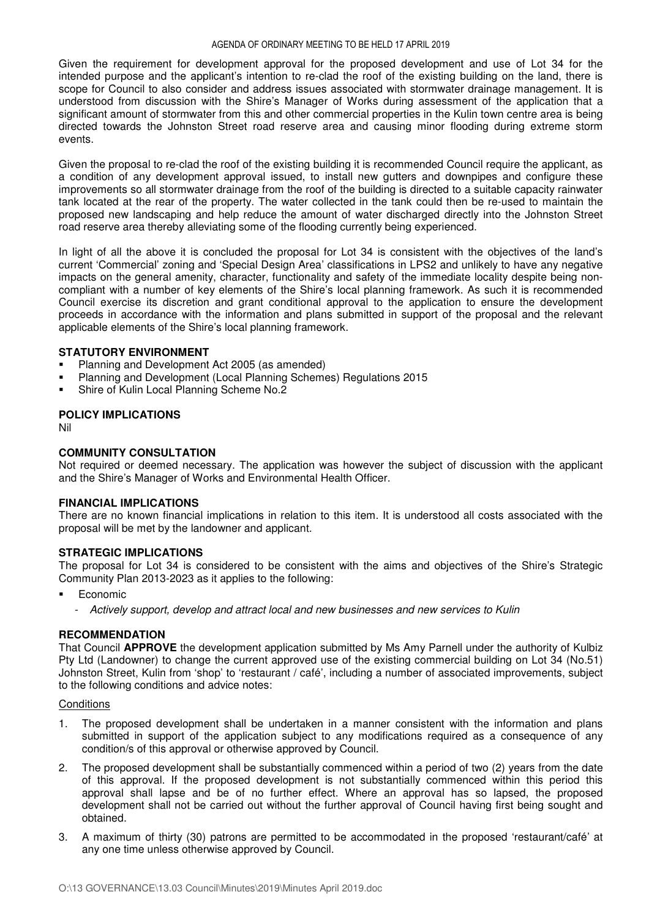Given the requirement for development approval for the proposed development and use of Lot 34 for the intended purpose and the applicant's intention to re-clad the roof of the existing building on the land, there is scope for Council to also consider and address issues associated with stormwater drainage management. It is understood from discussion with the Shire's Manager of Works during assessment of the application that a significant amount of stormwater from this and other commercial properties in the Kulin town centre area is being directed towards the Johnston Street road reserve area and causing minor flooding during extreme storm events.

Given the proposal to re-clad the roof of the existing building it is recommended Council require the applicant, as a condition of any development approval issued, to install new gutters and downpipes and configure these improvements so all stormwater drainage from the roof of the building is directed to a suitable capacity rainwater tank located at the rear of the property. The water collected in the tank could then be re-used to maintain the proposed new landscaping and help reduce the amount of water discharged directly into the Johnston Street road reserve area thereby alleviating some of the flooding currently being experienced.

In light of all the above it is concluded the proposal for Lot 34 is consistent with the objectives of the land's current 'Commercial' zoning and 'Special Design Area' classifications in LPS2 and unlikely to have any negative impacts on the general amenity, character, functionality and safety of the immediate locality despite being non-compliant with a number of key elements of the Shire's local planning framework. As such it is recommended Council exercise its discretion and grant conditional approval to the application to ensure the development proceeds in accordance with the information and plans submitted in support of the proposal and the relevant applicable elements of the Shire's local planning framework.

**STATUTORY ENVIRONMENT**

- Planning and Development Act 2005 (as amended)
- Planning and Development (Local Planning Schemes) Regulations 2015
- Shire of Kulin Local Planning Scheme No.2

**POLICY IMPLICATIONS**

Nil

**COMMUNITY CONSULTATION**

Not required or deemed necessary. The application was however the subject of discussion with the applicant and the Shire's Manager of Works and Environmental Health Officer.

**FINANCIAL IMPLICATIONS**

There are no known financial implications in relation to this item. It is understood all costs associated with the proposal will be met by the landowner and applicant.

**STRATEGIC IMPLICATIONS**

The proposal for Lot 34 is considered to be consistent with the aims and objectives of the Shire's Strategic Community Plan 2013-2023 as it applies to the following:

- Economic
  - *Actively support, develop and attract local and new businesses and new services to Kulin*

**RECOMMENDATION**

That Council **APPROVE** the development application submitted by Ms Amy Parnell under the authority of Kulbiz Pty Ltd (Landowner) to change the current approved use of the existing commercial building on Lot 34 (No.51) Johnston Street, Kulin from 'shop' to 'restaurant / café', including a number of associated improvements, subject to the following conditions and advice notes:

Conditions

1. The proposed development shall be undertaken in a manner consistent with the information and plans submitted in support of the application subject to any modifications required as a consequence of any condition/s of this approval or otherwise approved by Council.
2. The proposed development shall be substantially commenced within a period of two (2) years from the date of this approval. If the proposed development is not substantially commenced within this period this approval shall lapse and be of no further effect. Where an approval has so lapsed, the proposed development shall not be carried out without the further approval of Council having first being sought and obtained.
3. A maximum of thirty (30) patrons are permitted to be accommodated in the proposed 'restaurant/café' at any one time unless otherwise approved by Council.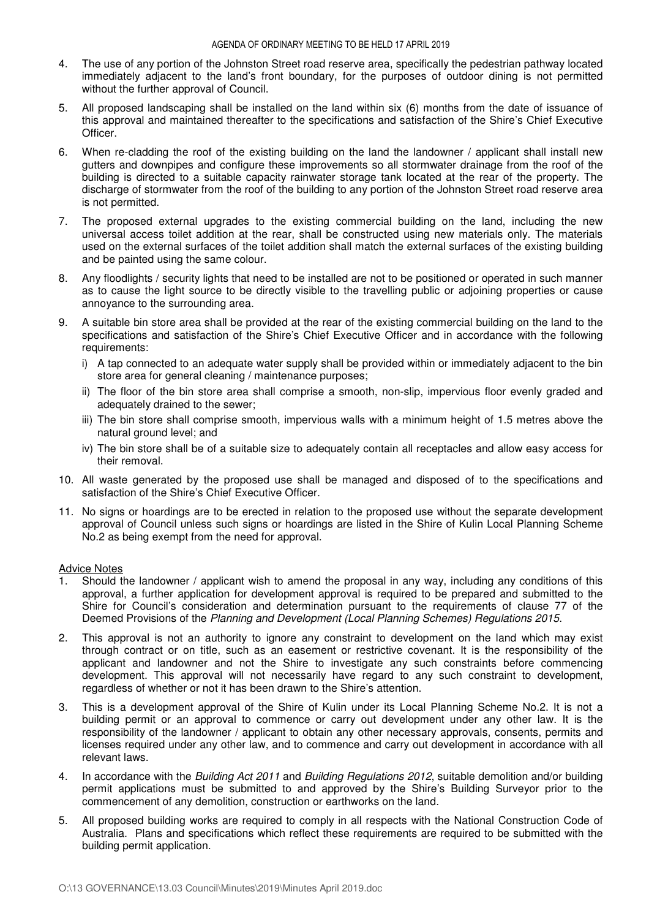4. The use of any portion of the Johnston Street road reserve area, specifically the pedestrian pathway located immediately adjacent to the land's front boundary, for the purposes of outdoor dining is not permitted without the further approval of Council.

5. All proposed landscaping shall be installed on the land within six (6) months from the date of issuance of this approval and maintained thereafter to the specifications and satisfaction of the Shire's Chief Executive Officer.

6. When re-cladding the roof of the existing building on the land the landowner / applicant shall install new gutters and downpipes and configure these improvements so all stormwater drainage from the roof of the building is directed to a suitable capacity rainwater storage tank located at the rear of the property. The discharge of stormwater from the roof of the building to any portion of the Johnston Street road reserve area is not permitted.

7. The proposed external upgrades to the existing commercial building on the land, including the new universal access toilet addition at the rear, shall be constructed using new materials only. The materials used on the external surfaces of the toilet addition shall match the external surfaces of the existing building and be painted using the same colour.

8. Any floodlights / security lights that need to be installed are not to be positioned or operated in such manner as to cause the light source to be directly visible to the travelling public or adjoining properties or cause annoyance to the surrounding area.

9. A suitable bin store area shall be provided at the rear of the existing commercial building on the land to the specifications and satisfaction of the Shire's Chief Executive Officer and in accordance with the following requirements:
   i) A tap connected to an adequate water supply shall be provided within or immediately adjacent to the bin store area for general cleaning / maintenance purposes;
   ii) The floor of the bin store area shall comprise a smooth, non-slip, impervious floor evenly graded and adequately drained to the sewer;
   iii) The bin store shall comprise smooth, impervious walls with a minimum height of 1.5 metres above the natural ground level; and
   iv) The bin store shall be of a suitable size to adequately contain all receptacles and allow easy access for their removal.

10. All waste generated by the proposed use shall be managed and disposed of to the specifications and satisfaction of the Shire's Chief Executive Officer.

11. No signs or hoardings are to be erected in relation to the proposed use without the separate development approval of Council unless such signs or hoardings are listed in the Shire of Kulin Local Planning Scheme No.2 as being exempt from the need for approval.

Advice Notes

1. Should the landowner / applicant wish to amend the proposal in any way, including any conditions of this approval, a further application for development approval is required to be prepared and submitted to the Shire for Council's consideration and determination pursuant to the requirements of clause 77 of the Deemed Provisions of the *Planning and Development (Local Planning Schemes) Regulations 2015*.

2. This approval is not an authority to ignore any constraint to development on the land which may exist through contract or on title, such as an easement or restrictive covenant. It is the responsibility of the applicant and landowner and not the Shire to investigate any such constraints before commencing development. This approval will not necessarily have regard to any such constraint to development, regardless of whether or not it has been drawn to the Shire's attention.

3. This is a development approval of the Shire of Kulin under its Local Planning Scheme No.2. It is not a building permit or an approval to commence or carry out development under any other law. It is the responsibility of the landowner / applicant to obtain any other necessary approvals, consents, permits and licenses required under any other law, and to commence and carry out development in accordance with all relevant laws.

4. In accordance with the *Building Act 2011* and *Building Regulations 2012*, suitable demolition and/or building permit applications must be submitted to and approved by the Shire's Building Surveyor prior to the commencement of any demolition, construction or earthworks on the land.

5. All proposed building works are required to comply in all respects with the National Construction Code of Australia. Plans and specifications which reflect these requirements are required to be submitted with the building permit application.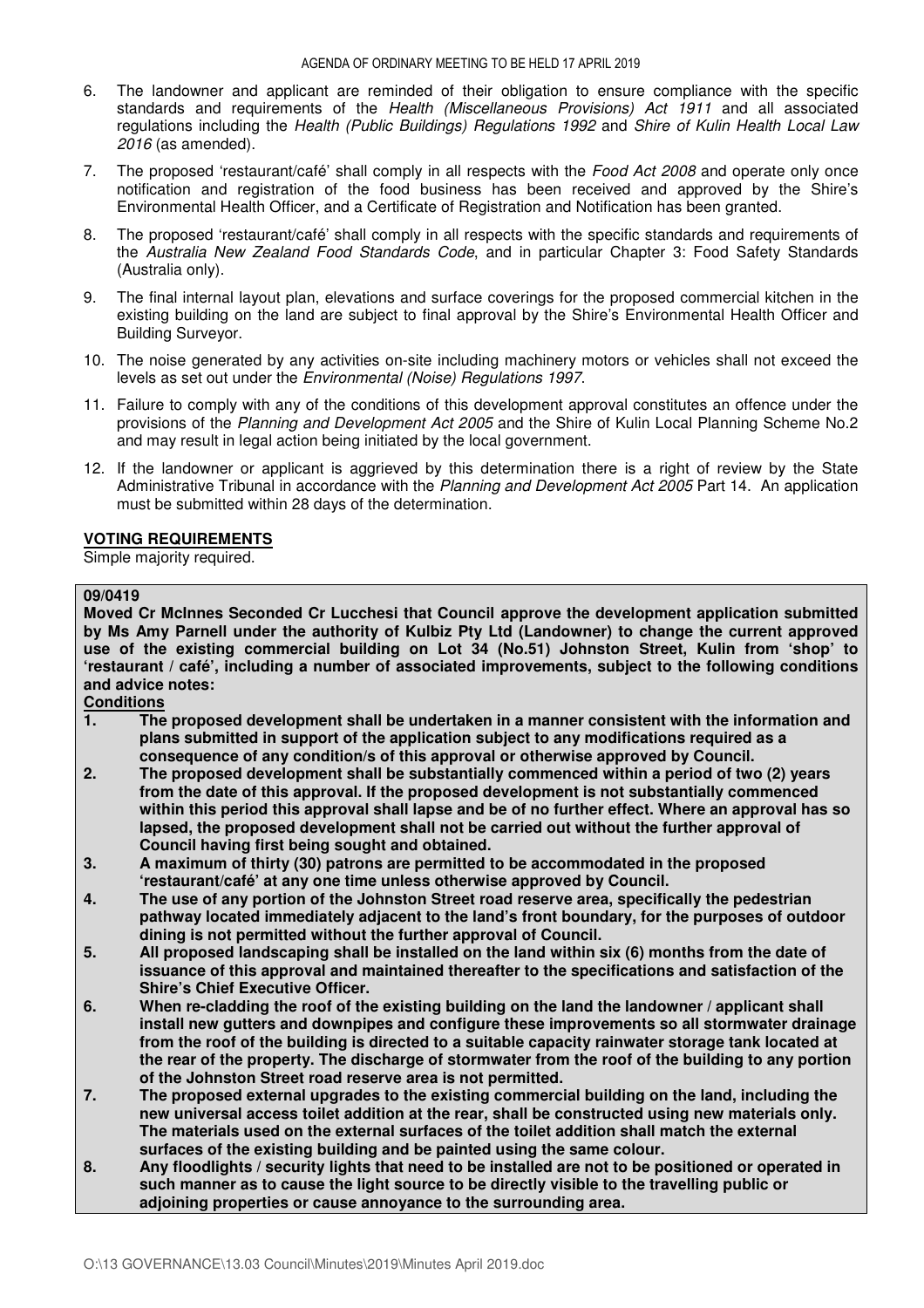6. The landowner and applicant are reminded of their obligation to ensure compliance with the specific standards and requirements of the *Health (Miscellaneous Provisions) Act 1911* and all associated regulations including the *Health (Public Buildings) Regulations 1992* and *Shire of Kulin Health Local Law 2016* (as amended).

7. The proposed 'restaurant/café' shall comply in all respects with the *Food Act 2008* and operate only once notification and registration of the food business has been received and approved by the Shire's Environmental Health Officer, and a Certificate of Registration and Notification has been granted.

8. The proposed 'restaurant/café' shall comply in all respects with the specific standards and requirements of the *Australia New Zealand Food Standards Code*, and in particular Chapter 3: Food Safety Standards (Australia only).

9. The final internal layout plan, elevations and surface coverings for the proposed commercial kitchen in the existing building on the land are subject to final approval by the Shire's Environmental Health Officer and Building Surveyor.

10. The noise generated by any activities on-site including machinery motors or vehicles shall not exceed the levels as set out under the *Environmental (Noise) Regulations 1997*.

11. Failure to comply with any of the conditions of this development approval constitutes an offence under the provisions of the *Planning and Development Act 2005* and the Shire of Kulin Local Planning Scheme No.2 and may result in legal action being initiated by the local government.

12. If the landowner or applicant is aggrieved by this determination there is a right of review by the State Administrative Tribunal in accordance with the *Planning and Development Act 2005* Part 14. An application must be submitted within 28 days of the determination.

**VOTING REQUIREMENTS**

Simple majority required.

**09/0419**

**Moved Cr McInnes Seconded Cr Lucchesi that Council approve the development application submitted by Ms Amy Parnell under the authority of Kulbiz Pty Ltd (Landowner) to change the current approved use of the existing commercial building on Lot 34 (No.51) Johnston Street, Kulin from 'shop' to 'restaurant / café', including a number of associated improvements, subject to the following conditions and advice notes:**

**Conditions**

1. **The proposed development shall be undertaken in a manner consistent with the information and plans submitted in support of the application subject to any modifications required as a consequence of any condition/s of this approval or otherwise approved by Council.**
2. **The proposed development shall be substantially commenced within a period of two (2) years from the date of this approval. If the proposed development is not substantially commenced within this period this approval shall lapse and be of no further effect. Where an approval has so lapsed, the proposed development shall not be carried out without the further approval of Council having first being sought and obtained.**
3. **A maximum of thirty (30) patrons are permitted to be accommodated in the proposed 'restaurant/café' at any one time unless otherwise approved by Council.**
4. **The use of any portion of the Johnston Street road reserve area, specifically the pedestrian pathway located immediately adjacent to the land's front boundary, for the purposes of outdoor dining is not permitted without the further approval of Council.**
5. **All proposed landscaping shall be installed on the land within six (6) months from the date of issuance of this approval and maintained thereafter to the specifications and satisfaction of the Shire's Chief Executive Officer.**
6. **When re-cladding the roof of the existing building on the land the landowner / applicant shall install new gutters and downpipes and configure these improvements so all stormwater drainage from the roof of the building is directed to a suitable capacity rainwater storage tank located at the rear of the property. The discharge of stormwater from the roof of the building to any portion of the Johnston Street road reserve area is not permitted.**
7. **The proposed external upgrades to the existing commercial building on the land, including the new universal access toilet addition at the rear, shall be constructed using new materials only. The materials used on the external surfaces of the toilet addition shall match the external surfaces of the existing building and be painted using the same colour.**
8. **Any floodlights / security lights that need to be installed are not to be positioned or operated in such manner as to cause the light source to be directly visible to the travelling public or adjoining properties or cause annoyance to the surrounding area.**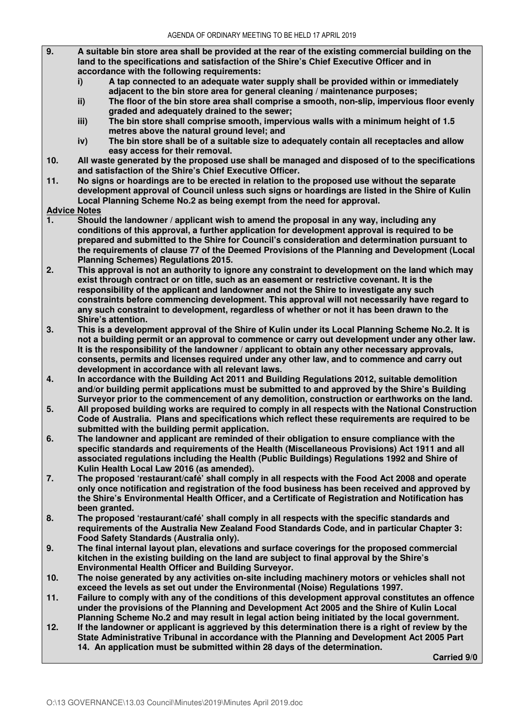**9. A suitable bin store area shall be provided at the rear of the existing commercial building on the land to the specifications and satisfaction of the Shire's Chief Executive Officer and in accordance with the following requirements:**

- **i) A tap connected to an adequate water supply shall be provided within or immediately adjacent to the bin store area for general cleaning / maintenance purposes;**
- **ii) The floor of the bin store area shall comprise a smooth, non-slip, impervious floor evenly graded and adequately drained to the sewer;**
- **iii) The bin store shall comprise smooth, impervious walls with a minimum height of 1.5 metres above the natural ground level; and**
- **iv) The bin store shall be of a suitable size to adequately contain all receptacles and allow easy access for their removal.**

**10. All waste generated by the proposed use shall be managed and disposed of to the specifications and satisfaction of the Shire's Chief Executive Officer.**

**11. No signs or hoardings are to be erected in relation to the proposed use without the separate development approval of Council unless such signs or hoardings are listed in the Shire of Kulin Local Planning Scheme No.2 as being exempt from the need for approval.**

**Advice Notes**

**1. Should the landowner / applicant wish to amend the proposal in any way, including any conditions of this approval, a further application for development approval is required to be prepared and submitted to the Shire for Council's consideration and determination pursuant to the requirements of clause 77 of the Deemed Provisions of the Planning and Development (Local Planning Schemes) Regulations 2015.**

**2. This approval is not an authority to ignore any constraint to development on the land which may exist through contract or on title, such as an easement or restrictive covenant. It is the responsibility of the applicant and landowner and not the Shire to investigate any such constraints before commencing development. This approval will not necessarily have regard to any such constraint to development, regardless of whether or not it has been drawn to the Shire's attention.**

**3. This is a development approval of the Shire of Kulin under its Local Planning Scheme No.2. It is not a building permit or an approval to commence or carry out development under any other law. It is the responsibility of the landowner / applicant to obtain any other necessary approvals, consents, permits and licenses required under any other law, and to commence and carry out development in accordance with all relevant laws.**

**4. In accordance with the Building Act 2011 and Building Regulations 2012, suitable demolition and/or building permit applications must be submitted to and approved by the Shire's Building Surveyor prior to the commencement of any demolition, construction or earthworks on the land.**

**5. All proposed building works are required to comply in all respects with the National Construction Code of Australia. Plans and specifications which reflect these requirements are required to be submitted with the building permit application.**

**6. The landowner and applicant are reminded of their obligation to ensure compliance with the specific standards and requirements of the Health (Miscellaneous Provisions) Act 1911 and all associated regulations including the Health (Public Buildings) Regulations 1992 and Shire of Kulin Health Local Law 2016 (as amended).**

**7. The proposed 'restaurant/café' shall comply in all respects with the Food Act 2008 and operate only once notification and registration of the food business has been received and approved by the Shire's Environmental Health Officer, and a Certificate of Registration and Notification has been granted.**

**8. The proposed 'restaurant/café' shall comply in all respects with the specific standards and requirements of the Australia New Zealand Food Standards Code, and in particular Chapter 3: Food Safety Standards (Australia only).**

**9. The final internal layout plan, elevations and surface coverings for the proposed commercial kitchen in the existing building on the land are subject to final approval by the Shire's Environmental Health Officer and Building Surveyor.**

**10. The noise generated by any activities on-site including machinery motors or vehicles shall not exceed the levels as set out under the Environmental (Noise) Regulations 1997.**

**11. Failure to comply with any of the conditions of this development approval constitutes an offence under the provisions of the Planning and Development Act 2005 and the Shire of Kulin Local Planning Scheme No.2 and may result in legal action being initiated by the local government.**

**12. If the landowner or applicant is aggrieved by this determination there is a right of review by the State Administrative Tribunal in accordance with the Planning and Development Act 2005 Part 14. An application must be submitted within 28 days of the determination.**

**Carried 9/0**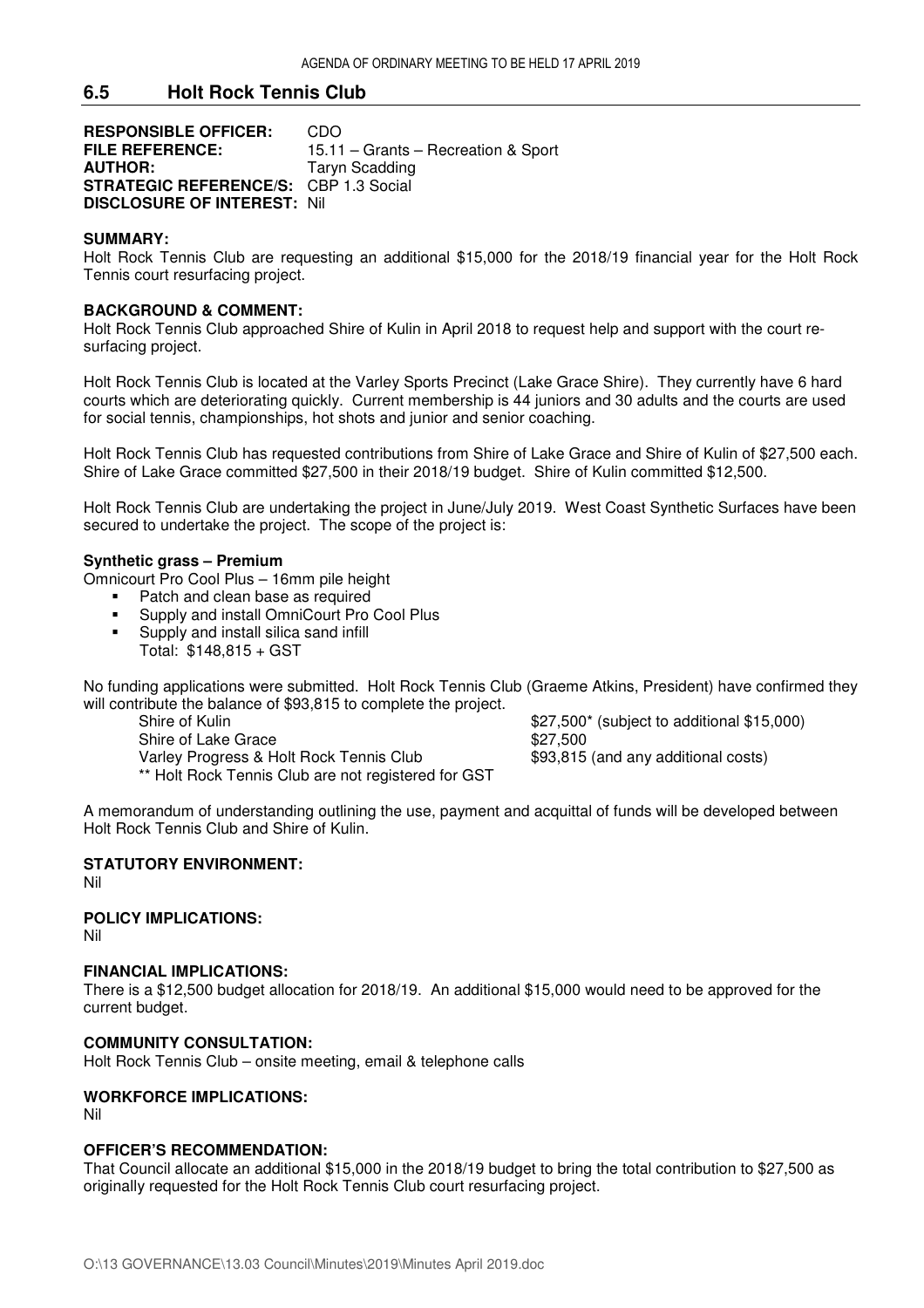## 6.5 Holt Rock Tennis Club

**RESPONSIBLE OFFICER:** CDO
**FILE REFERENCE:** 15.11 – Grants – Recreation & Sport
**AUTHOR:** Taryn Scadding
**STRATEGIC REFERENCE/S:** CBP 1.3 Social
**DISCLOSURE OF INTEREST:** Nil

**SUMMARY:**
Holt Rock Tennis Club are requesting an additional $15,000 for the 2018/19 financial year for the Holt Rock Tennis court resurfacing project.

**BACKGROUND & COMMENT:**
Holt Rock Tennis Club approached Shire of Kulin in April 2018 to request help and support with the court re-surfacing project.

Holt Rock Tennis Club is located at the Varley Sports Precinct (Lake Grace Shire). They currently have 6 hard courts which are deteriorating quickly. Current membership is 44 juniors and 30 adults and the courts are used for social tennis, championships, hot shots and junior and senior coaching.

Holt Rock Tennis Club has requested contributions from Shire of Lake Grace and Shire of Kulin of $27,500 each. Shire of Lake Grace committed $27,500 in their 2018/19 budget. Shire of Kulin committed $12,500.

Holt Rock Tennis Club are undertaking the project in June/July 2019. West Coast Synthetic Surfaces have been secured to undertake the project. The scope of the project is:

**Synthetic grass – Premium**
Omnicourt Pro Cool Plus – 16mm pile height

- Patch and clean base as required
- Supply and install OmniCourt Pro Cool Plus
- Supply and install silica sand infill

Total: $148,815 + GST

No funding applications were submitted. Holt Rock Tennis Club (Graeme Atkins, President) have confirmed they will contribute the balance of $93,815 to complete the project.

| | |
|---|---|
| Shire of Kulin | $27,500* (subject to additional $15,000) |
| Shire of Lake Grace | $27,500 |
| Varley Progress & Holt Rock Tennis Club | $93,815 (and any additional costs) |

** Holt Rock Tennis Club are not registered for GST

A memorandum of understanding outlining the use, payment and acquittal of funds will be developed between Holt Rock Tennis Club and Shire of Kulin.

**STATUTORY ENVIRONMENT:**
Nil

**POLICY IMPLICATIONS:**
Nil

**FINANCIAL IMPLICATIONS:**
There is a $12,500 budget allocation for 2018/19. An additional $15,000 would need to be approved for the current budget.

**COMMUNITY CONSULTATION:**
Holt Rock Tennis Club – onsite meeting, email & telephone calls

**WORKFORCE IMPLICATIONS:**
Nil

**OFFICER'S RECOMMENDATION:**
That Council allocate an additional $15,000 in the 2018/19 budget to bring the total contribution to $27,500 as originally requested for the Holt Rock Tennis Club court resurfacing project.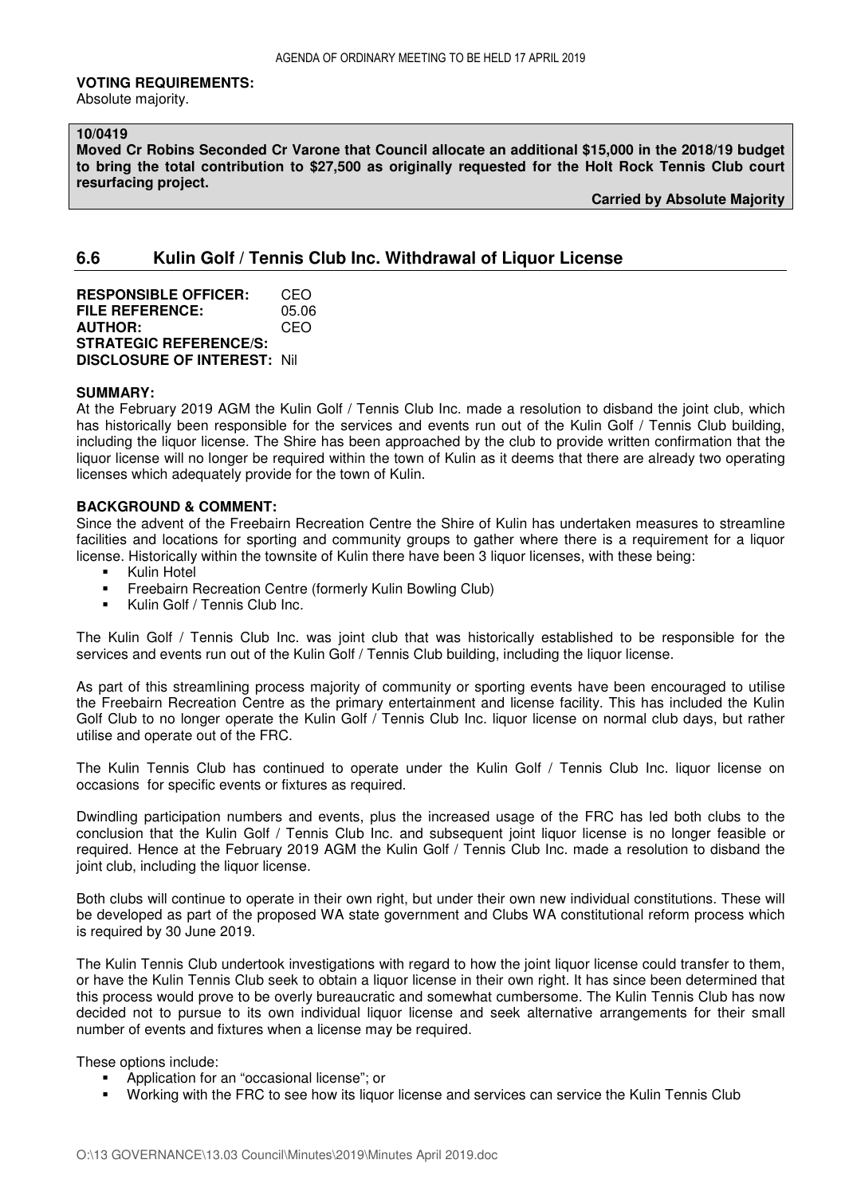**VOTING REQUIREMENTS:**
Absolute majority.

**10/0419**
**Moved Cr Robins Seconded Cr Varone that Council allocate an additional $15,000 in the 2018/19 budget to bring the total contribution to $27,500 as originally requested for the Holt Rock Tennis Club court resurfacing project.**

**Carried by Absolute Majority**

## 6.6 Kulin Golf / Tennis Club Inc. Withdrawal of Liquor License

**RESPONSIBLE OFFICER:** CEO
**FILE REFERENCE:** 05.06
**AUTHOR:** CEO
**STRATEGIC REFERENCE/S:**
**DISCLOSURE OF INTEREST:** Nil

**SUMMARY:**
At the February 2019 AGM the Kulin Golf / Tennis Club Inc. made a resolution to disband the joint club, which has historically been responsible for the services and events run out of the Kulin Golf / Tennis Club building, including the liquor license. The Shire has been approached by the club to provide written confirmation that the liquor license will no longer be required within the town of Kulin as it deems that there are already two operating licenses which adequately provide for the town of Kulin.

**BACKGROUND & COMMENT:**
Since the advent of the Freebairn Recreation Centre the Shire of Kulin has undertaken measures to streamline facilities and locations for sporting and community groups to gather where there is a requirement for a liquor license. Historically within the townsite of Kulin there have been 3 liquor licenses, with these being:

- Kulin Hotel
- Freebairn Recreation Centre (formerly Kulin Bowling Club)
- Kulin Golf / Tennis Club Inc.

The Kulin Golf / Tennis Club Inc. was joint club that was historically established to be responsible for the services and events run out of the Kulin Golf / Tennis Club building, including the liquor license.

As part of this streamlining process majority of community or sporting events have been encouraged to utilise the Freebairn Recreation Centre as the primary entertainment and license facility. This has included the Kulin Golf Club to no longer operate the Kulin Golf / Tennis Club Inc. liquor license on normal club days, but rather utilise and operate out of the FRC.

The Kulin Tennis Club has continued to operate under the Kulin Golf / Tennis Club Inc. liquor license on occasions for specific events or fixtures as required.

Dwindling participation numbers and events, plus the increased usage of the FRC has led both clubs to the conclusion that the Kulin Golf / Tennis Club Inc. and subsequent joint liquor license is no longer feasible or required. Hence at the February 2019 AGM the Kulin Golf / Tennis Club Inc. made a resolution to disband the joint club, including the liquor license.

Both clubs will continue to operate in their own right, but under their own new individual constitutions. These will be developed as part of the proposed WA state government and Clubs WA constitutional reform process which is required by 30 June 2019.

The Kulin Tennis Club undertook investigations with regard to how the joint liquor license could transfer to them, or have the Kulin Tennis Club seek to obtain a liquor license in their own right. It has since been determined that this process would prove to be overly bureaucratic and somewhat cumbersome. The Kulin Tennis Club has now decided not to pursue to its own individual liquor license and seek alternative arrangements for their small number of events and fixtures when a license may be required.

These options include:

- Application for an "occasional license"; or
- Working with the FRC to see how its liquor license and services can service the Kulin Tennis Club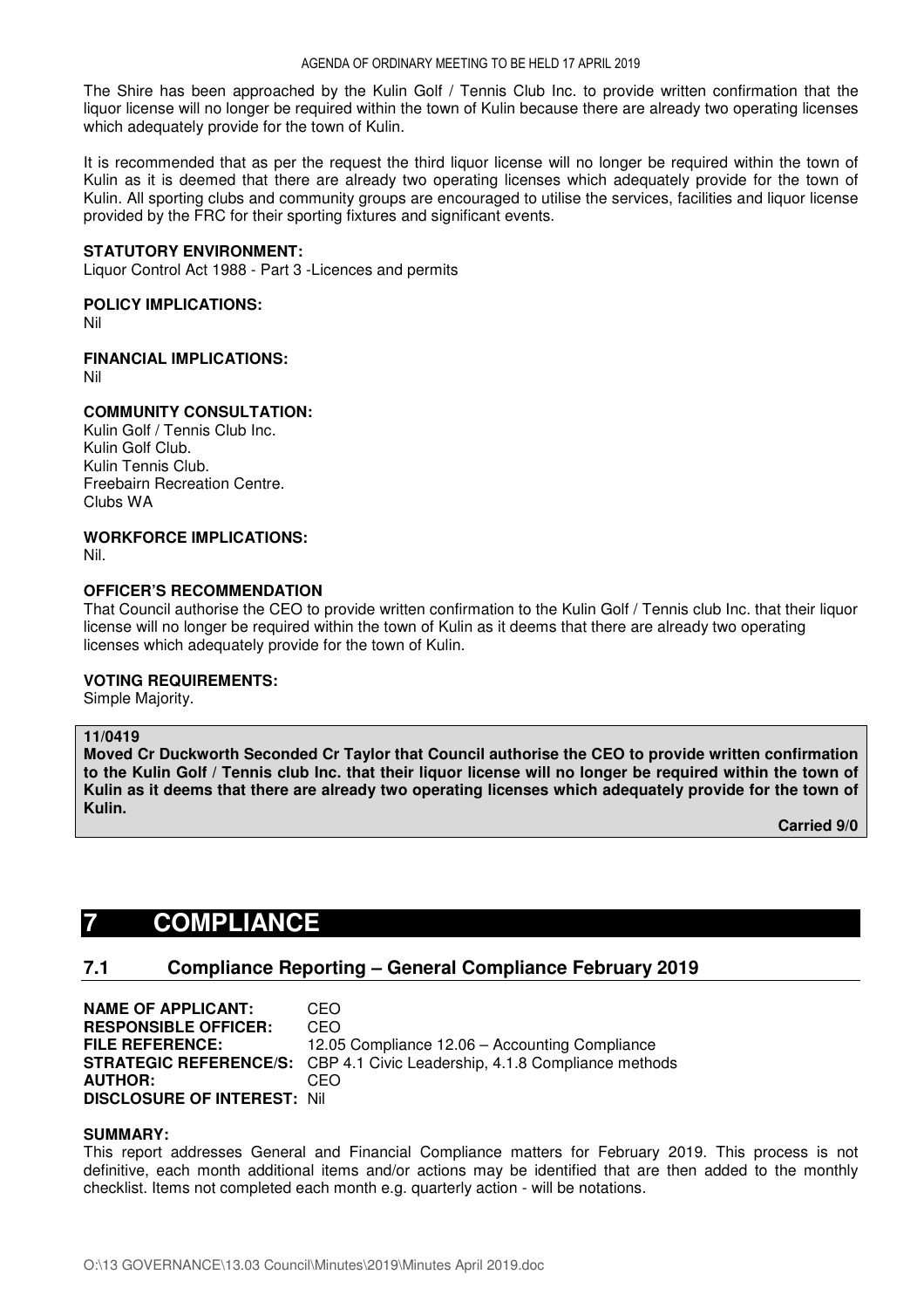The Shire has been approached by the Kulin Golf / Tennis Club Inc. to provide written confirmation that the liquor license will no longer be required within the town of Kulin because there are already two operating licenses which adequately provide for the town of Kulin.

It is recommended that as per the request the third liquor license will no longer be required within the town of Kulin as it is deemed that there are already two operating licenses which adequately provide for the town of Kulin. All sporting clubs and community groups are encouraged to utilise the services, facilities and liquor license provided by the FRC for their sporting fixtures and significant events.

**STATUTORY ENVIRONMENT:**
Liquor Control Act 1988 - Part 3 -Licences and permits

**POLICY IMPLICATIONS:**
Nil

**FINANCIAL IMPLICATIONS:**
Nil

**COMMUNITY CONSULTATION:**
Kulin Golf / Tennis Club Inc.
Kulin Golf Club.
Kulin Tennis Club.
Freebairn Recreation Centre.
Clubs WA

**WORKFORCE IMPLICATIONS:**
Nil.

**OFFICER'S RECOMMENDATION**
That Council authorise the CEO to provide written confirmation to the Kulin Golf / Tennis club Inc. that their liquor license will no longer be required within the town of Kulin as it deems that there are already two operating licenses which adequately provide for the town of Kulin.

**VOTING REQUIREMENTS:**
Simple Majority.

**11/0419**
**Moved Cr Duckworth Seconded Cr Taylor that Council authorise the CEO to provide written confirmation to the Kulin Golf / Tennis club Inc. that their liquor license will no longer be required within the town of Kulin as it deems that there are already two operating licenses which adequately provide for the town of Kulin.**

**Carried 9/0**

# 7 COMPLIANCE

## 7.1 Compliance Reporting – General Compliance February 2019

**NAME OF APPLICANT:** CEO
**RESPONSIBLE OFFICER:** CEO
**FILE REFERENCE:** 12.05 Compliance 12.06 – Accounting Compliance
**STRATEGIC REFERENCE/S:** CBP 4.1 Civic Leadership, 4.1.8 Compliance methods
**AUTHOR:** CEO
**DISCLOSURE OF INTEREST:** Nil

**SUMMARY:**
This report addresses General and Financial Compliance matters for February 2019. This process is not definitive, each month additional items and/or actions may be identified that are then added to the monthly checklist. Items not completed each month e.g. quarterly action - will be notations.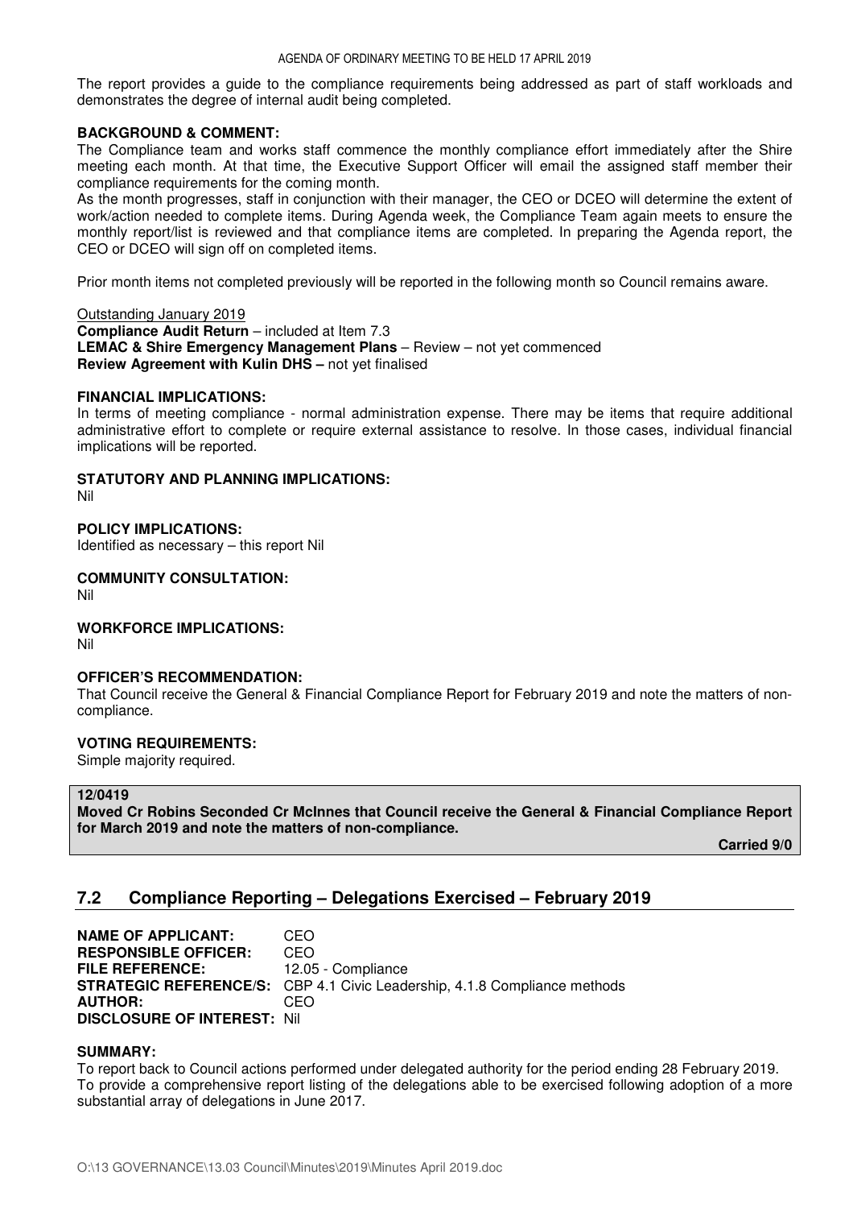The report provides a guide to the compliance requirements being addressed as part of staff workloads and demonstrates the degree of internal audit being completed.

**BACKGROUND & COMMENT:**
The Compliance team and works staff commence the monthly compliance effort immediately after the Shire meeting each month. At that time, the Executive Support Officer will email the assigned staff member their compliance requirements for the coming month.
As the month progresses, staff in conjunction with their manager, the CEO or DCEO will determine the extent of work/action needed to complete items. During Agenda week, the Compliance Team again meets to ensure the monthly report/list is reviewed and that compliance items are completed. In preparing the Agenda report, the CEO or DCEO will sign off on completed items.

Prior month items not completed previously will be reported in the following month so Council remains aware.

Outstanding January 2019
**Compliance Audit Return** – included at Item 7.3
**LEMAC & Shire Emergency Management Plans** – Review – not yet commenced
**Review Agreement with Kulin DHS –** not yet finalised

**FINANCIAL IMPLICATIONS:**
In terms of meeting compliance - normal administration expense. There may be items that require additional administrative effort to complete or require external assistance to resolve. In those cases, individual financial implications will be reported.

**STATUTORY AND PLANNING IMPLICATIONS:**
Nil

**POLICY IMPLICATIONS:**
Identified as necessary – this report Nil

**COMMUNITY CONSULTATION:**
Nil

**WORKFORCE IMPLICATIONS:**
Nil

**OFFICER'S RECOMMENDATION:**
That Council receive the General & Financial Compliance Report for February 2019 and note the matters of non-compliance.

**VOTING REQUIREMENTS:**
Simple majority required.

**12/0419**
**Moved Cr Robins Seconded Cr McInnes that Council receive the General & Financial Compliance Report for March 2019 and note the matters of non-compliance.**

**Carried 9/0**

## 7.2 Compliance Reporting – Delegations Exercised – February 2019

**NAME OF APPLICANT:** CEO
**RESPONSIBLE OFFICER:** CEO
**FILE REFERENCE:** 12.05 - Compliance
**STRATEGIC REFERENCE/S:** CBP 4.1 Civic Leadership, 4.1.8 Compliance methods
**AUTHOR:** CEO
**DISCLOSURE OF INTEREST:** Nil

**SUMMARY:**
To report back to Council actions performed under delegated authority for the period ending 28 February 2019.
To provide a comprehensive report listing of the delegations able to be exercised following adoption of a more substantial array of delegations in June 2017.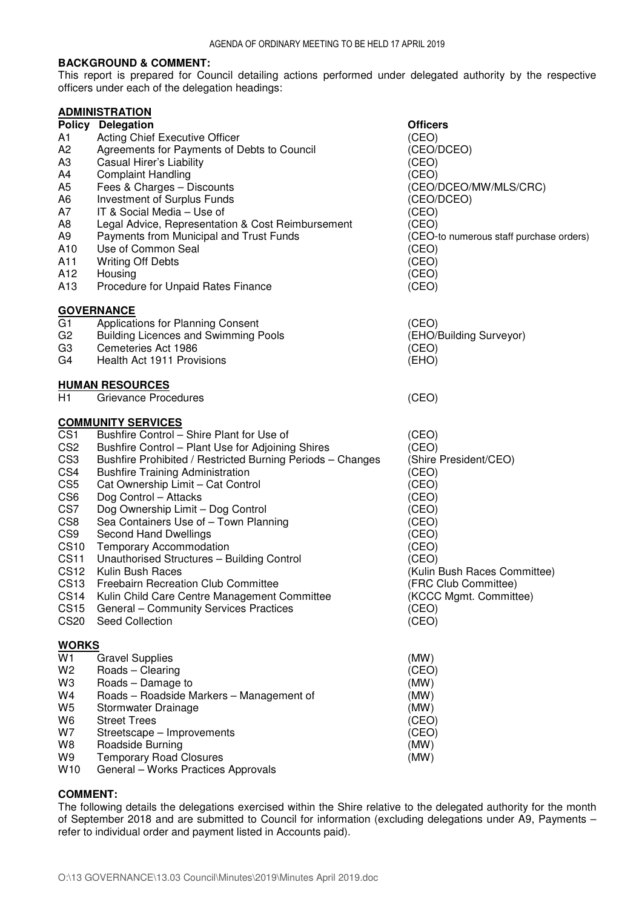**BACKGROUND & COMMENT:**
This report is prepared for Council detailing actions performed under delegated authority by the respective officers under each of the delegation headings:

**ADMINISTRATION**

| Policy | Delegation | Officers |
|---|---|---|
| A1 | Acting Chief Executive Officer | (CEO) |
| A2 | Agreements for Payments of Debts to Council | (CEO/DCEO) |
| A3 | Casual Hirer's Liability | (CEO) |
| A4 | Complaint Handling | (CEO) |
| A5 | Fees & Charges – Discounts | (CEO/DCEO/MW/MLS/CRC) |
| A6 | Investment of Surplus Funds | (CEO/DCEO) |
| A7 | IT & Social Media – Use of | (CEO) |
| A8 | Legal Advice, Representation & Cost Reimbursement | (CEO) |
| A9 | Payments from Municipal and Trust Funds | (CEO-to numerous staff purchase orders) |
| A10 | Use of Common Seal | (CEO) |
| A11 | Writing Off Debts | (CEO) |
| A12 | Housing | (CEO) |
| A13 | Procedure for Unpaid Rates Finance | (CEO) |

**GOVERNANCE**

| | | |
|---|---|---|
| G1 | Applications for Planning Consent | (CEO) |
| G2 | Building Licences and Swimming Pools | (EHO/Building Surveyor) |
| G3 | Cemeteries Act 1986 | (CEO) |
| G4 | Health Act 1911 Provisions | (EHO) |

**HUMAN RESOURCES**

| | | |
|---|---|---|
| H1 | Grievance Procedures | (CEO) |

**COMMUNITY SERVICES**

| | | |
|---|---|---|
| CS1 | Bushfire Control – Shire Plant for Use of | (CEO) |
| CS2 | Bushfire Control – Plant Use for Adjoining Shires | (CEO) |
| CS3 | Bushfire Prohibited / Restricted Burning Periods – Changes | (Shire President/CEO) |
| CS4 | Bushfire Training Administration | (CEO) |
| CS5 | Cat Ownership Limit – Cat Control | (CEO) |
| CS6 | Dog Control – Attacks | (CEO) |
| CS7 | Dog Ownership Limit – Dog Control | (CEO) |
| CS8 | Sea Containers Use of – Town Planning | (CEO) |
| CS9 | Second Hand Dwellings | (CEO) |
| CS10 | Temporary Accommodation | (CEO) |
| CS11 | Unauthorised Structures – Building Control | (CEO) |
| CS12 | Kulin Bush Races | (Kulin Bush Races Committee) |
| CS13 | Freebairn Recreation Club Committee | (FRC Club Committee) |
| CS14 | Kulin Child Care Centre Management Committee | (KCCC Mgmt. Committee) |
| CS15 | General – Community Services Practices | (CEO) |
| CS20 | Seed Collection | (CEO) |

**WORKS**

| | | |
|---|---|---|
| W1 | Gravel Supplies | (MW) |
| W2 | Roads – Clearing | (CEO) |
| W3 | Roads – Damage to | (MW) |
| W4 | Roads – Roadside Markers – Management of | (MW) |
| W5 | Stormwater Drainage | (MW) |
| W6 | Street Trees | (CEO) |
| W7 | Streetscape – Improvements | (CEO) |
| W8 | Roadside Burning | (MW) |
| W9 | Temporary Road Closures | (MW) |
| W10 | General – Works Practices Approvals | |

**COMMENT:**
The following details the delegations exercised within the Shire relative to the delegated authority for the month of September 2018 and are submitted to Council for information (excluding delegations under A9, Payments – refer to individual order and payment listed in Accounts paid).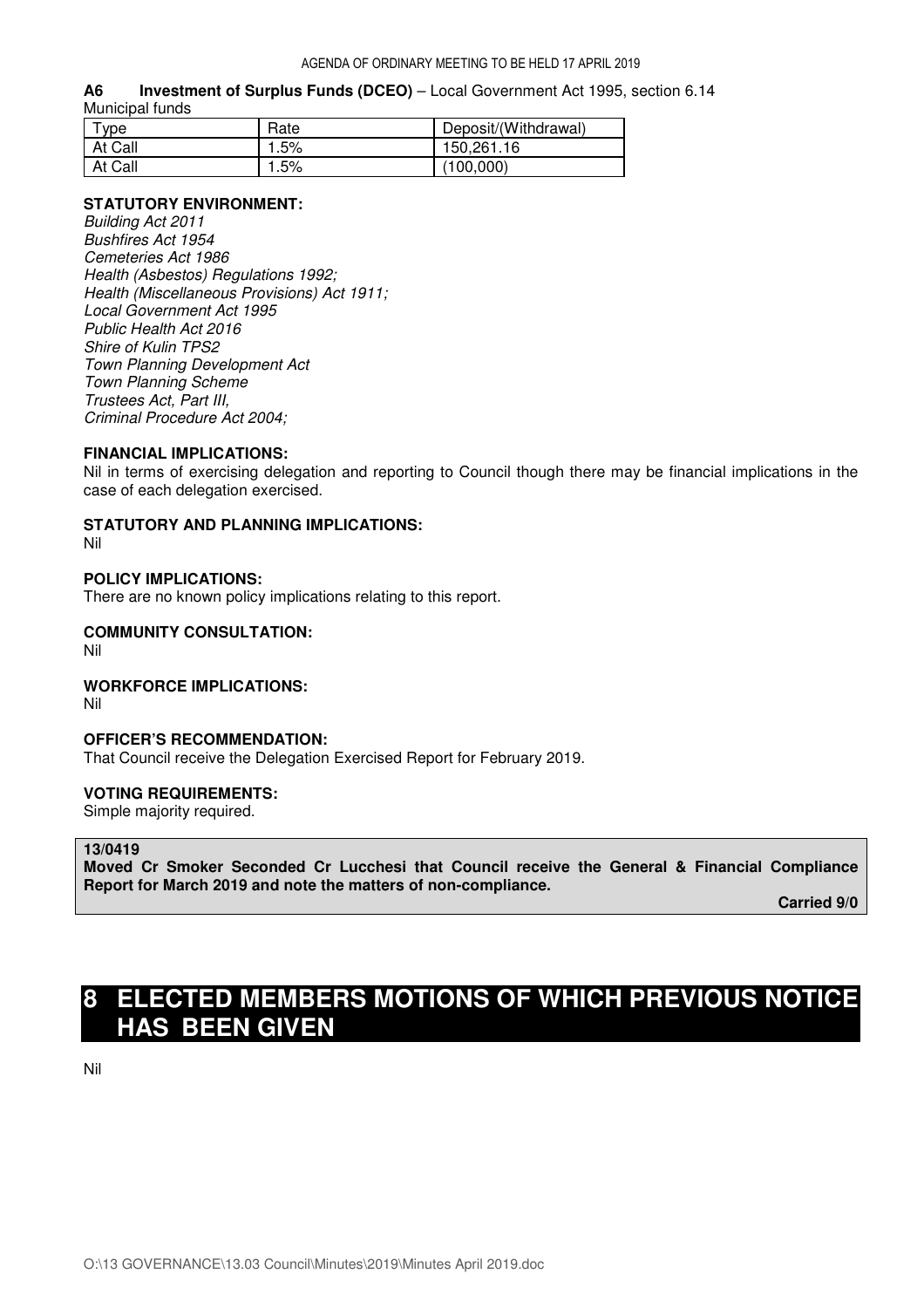**A6 Investment of Surplus Funds (DCEO)** – Local Government Act 1995, section 6.14

Municipal funds

| Type | Rate | Deposit/(Withdrawal) |
|---|---|---|
| At Call | 1.5% | 150,261.16 |
| At Call | 1.5% | (100,000) |

**STATUTORY ENVIRONMENT:**

*Building Act 2011*
*Bushfires Act 1954*
*Cemeteries Act 1986*
*Health (Asbestos) Regulations 1992;*
*Health (Miscellaneous Provisions) Act 1911;*
*Local Government Act 1995*
*Public Health Act 2016*
*Shire of Kulin TPS2*
*Town Planning Development Act*
*Town Planning Scheme*
*Trustees Act, Part III,*
*Criminal Procedure Act 2004;*

**FINANCIAL IMPLICATIONS:**

Nil in terms of exercising delegation and reporting to Council though there may be financial implications in the case of each delegation exercised.

**STATUTORY AND PLANNING IMPLICATIONS:**

Nil

**POLICY IMPLICATIONS:**

There are no known policy implications relating to this report.

**COMMUNITY CONSULTATION:**

Nil

**WORKFORCE IMPLICATIONS:**

Nil

**OFFICER'S RECOMMENDATION:**

That Council receive the Delegation Exercised Report for February 2019.

**VOTING REQUIREMENTS:**

Simple majority required.

**13/0419**

**Moved Cr Smoker Seconded Cr Lucchesi that Council receive the General & Financial Compliance Report for March 2019 and note the matters of non-compliance.**

**Carried 9/0**

# 8 ELECTED MEMBERS MOTIONS OF WHICH PREVIOUS NOTICE HAS BEEN GIVEN

Nil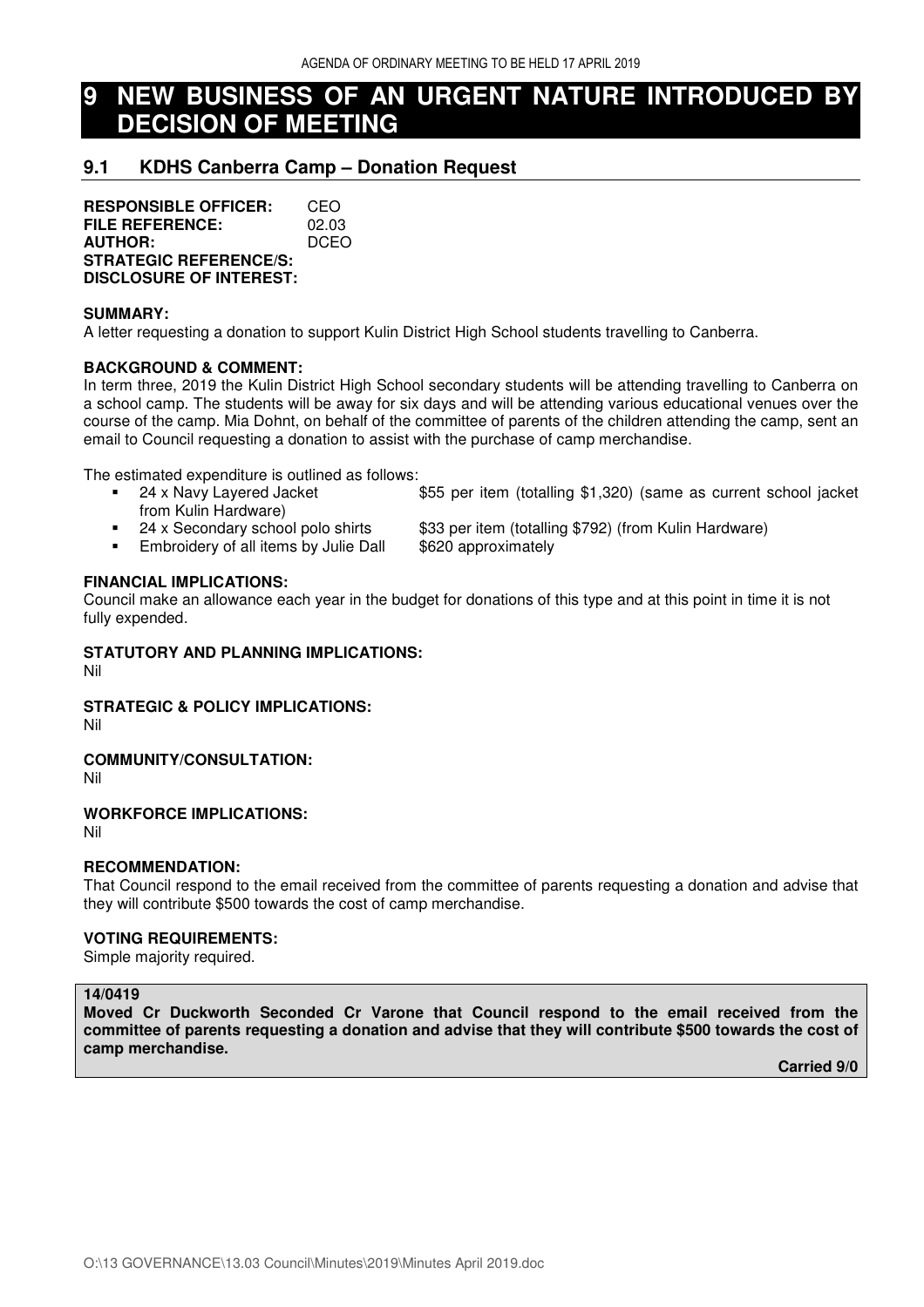# 9 NEW BUSINESS OF AN URGENT NATURE INTRODUCED BY DECISION OF MEETING

## 9.1 KDHS Canberra Camp – Donation Request

**RESPONSIBLE OFFICER:** CEO
**FILE REFERENCE:** 02.03
**AUTHOR:** DCEO
**STRATEGIC REFERENCE/S:**
**DISCLOSURE OF INTEREST:**

**SUMMARY:**
A letter requesting a donation to support Kulin District High School students travelling to Canberra.

**BACKGROUND & COMMENT:**
In term three, 2019 the Kulin District High School secondary students will be attending travelling to Canberra on a school camp. The students will be away for six days and will be attending various educational venues over the course of the camp. Mia Dohnt, on behalf of the committee of parents of the children attending the camp, sent an email to Council requesting a donation to assist with the purchase of camp merchandise.

The estimated expenditure is outlined as follows:

- 24 x Navy Layered Jacket from Kulin Hardware) — $55 per item (totalling $1,320) (same as current school jacket
- 24 x Secondary school polo shirts — $33 per item (totalling $792) (from Kulin Hardware)
- Embroidery of all items by Julie Dall — $620 approximately

**FINANCIAL IMPLICATIONS:**
Council make an allowance each year in the budget for donations of this type and at this point in time it is not fully expended.

**STATUTORY AND PLANNING IMPLICATIONS:**
Nil

**STRATEGIC & POLICY IMPLICATIONS:**
Nil

**COMMUNITY/CONSULTATION:**
Nil

**WORKFORCE IMPLICATIONS:**
Nil

**RECOMMENDATION:**
That Council respond to the email received from the committee of parents requesting a donation and advise that they will contribute $500 towards the cost of camp merchandise.

**VOTING REQUIREMENTS:**
Simple majority required.

**14/0419**
**Moved Cr Duckworth Seconded Cr Varone that Council respond to the email received from the committee of parents requesting a donation and advise that they will contribute $500 towards the cost of camp merchandise.**

**Carried 9/0**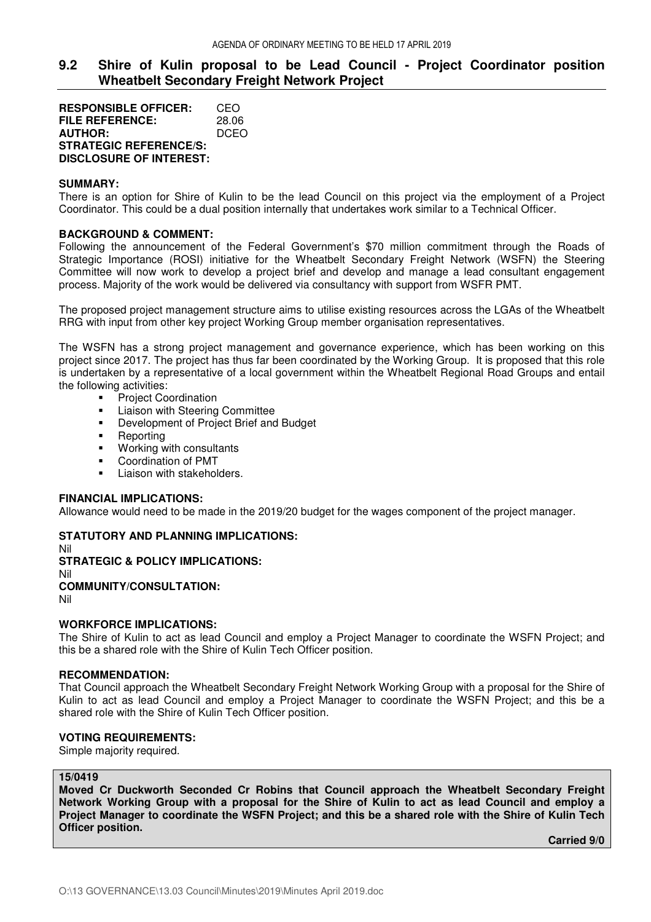## 9.2 Shire of Kulin proposal to be Lead Council - Project Coordinator position Wheatbelt Secondary Freight Network Project

**RESPONSIBLE OFFICER:** CEO
**FILE REFERENCE:** 28.06
**AUTHOR:** DCEO
**STRATEGIC REFERENCE/S:**
**DISCLOSURE OF INTEREST:**

**SUMMARY:**
There is an option for Shire of Kulin to be the lead Council on this project via the employment of a Project Coordinator. This could be a dual position internally that undertakes work similar to a Technical Officer.

**BACKGROUND & COMMENT:**
Following the announcement of the Federal Government's $70 million commitment through the Roads of Strategic Importance (ROSI) initiative for the Wheatbelt Secondary Freight Network (WSFN) the Steering Committee will now work to develop a project brief and develop and manage a lead consultant engagement process. Majority of the work would be delivered via consultancy with support from WSFR PMT.

The proposed project management structure aims to utilise existing resources across the LGAs of the Wheatbelt RRG with input from other key project Working Group member organisation representatives.

The WSFN has a strong project management and governance experience, which has been working on this project since 2017. The project has thus far been coordinated by the Working Group. It is proposed that this role is undertaken by a representative of a local government within the Wheatbelt Regional Road Groups and entail the following activities:

- Project Coordination
- Liaison with Steering Committee
- Development of Project Brief and Budget
- Reporting
- Working with consultants
- Coordination of PMT
- Liaison with stakeholders.

**FINANCIAL IMPLICATIONS:**
Allowance would need to be made in the 2019/20 budget for the wages component of the project manager.

**STATUTORY AND PLANNING IMPLICATIONS:**
Nil
**STRATEGIC & POLICY IMPLICATIONS:**
Nil
**COMMUNITY/CONSULTATION:**
Nil

**WORKFORCE IMPLICATIONS:**
The Shire of Kulin to act as lead Council and employ a Project Manager to coordinate the WSFN Project; and this be a shared role with the Shire of Kulin Tech Officer position.

**RECOMMENDATION:**
That Council approach the Wheatbelt Secondary Freight Network Working Group with a proposal for the Shire of Kulin to act as lead Council and employ a Project Manager to coordinate the WSFN Project; and this be a shared role with the Shire of Kulin Tech Officer position.

**VOTING REQUIREMENTS:**
Simple majority required.

**15/0419**
**Moved Cr Duckworth Seconded Cr Robins that Council approach the Wheatbelt Secondary Freight Network Working Group with a proposal for the Shire of Kulin to act as lead Council and employ a Project Manager to coordinate the WSFN Project; and this be a shared role with the Shire of Kulin Tech Officer position.**

**Carried 9/0**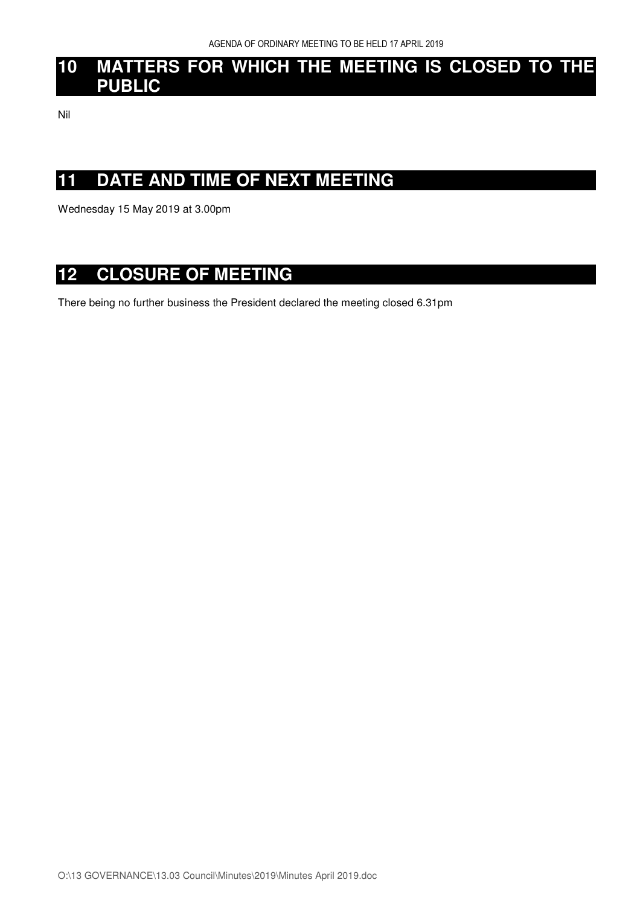# 10 MATTERS FOR WHICH THE MEETING IS CLOSED TO THE PUBLIC

Nil

# 11 DATE AND TIME OF NEXT MEETING

Wednesday 15 May 2019 at 3.00pm

# 12 CLOSURE OF MEETING

There being no further business the President declared the meeting closed 6.31pm